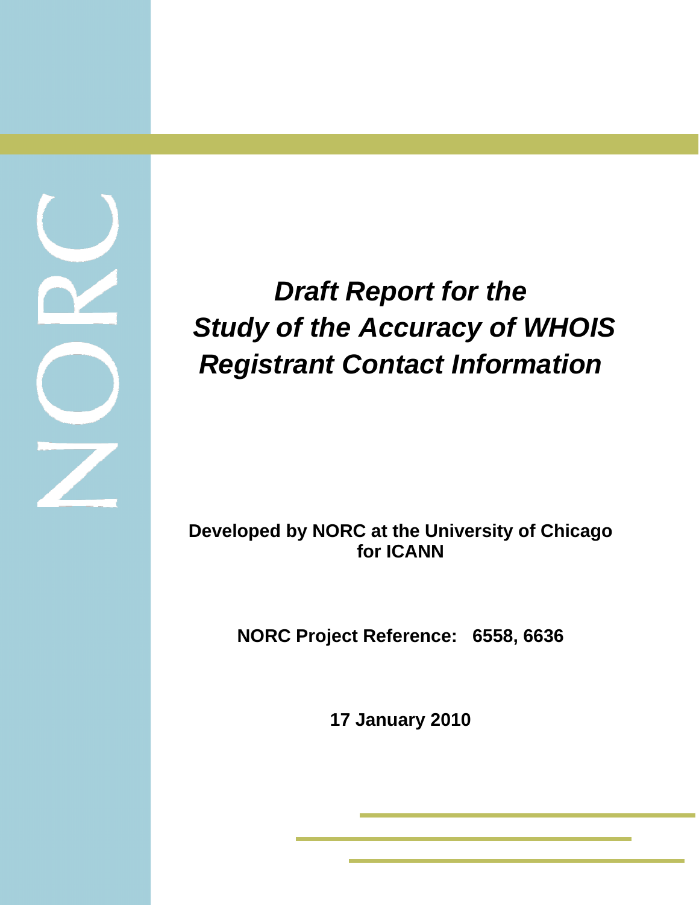# *Draft Report for the Study of the Accuracy of WHOIS Registrant Contact Information*

**Developed by NORC at the University of Chicago for ICANN**

**NORC Project Reference: 6558, 6636**

**17 January 2010**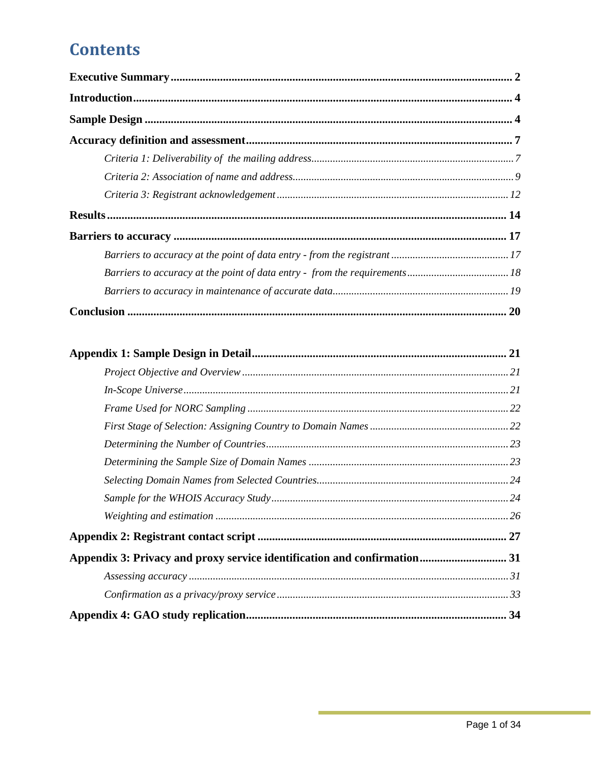# Contents

**Executive Summary** .......... **2**

**Introduction** .......... **4**

**Sample Design** .......... **4**

**Accuracy definition and assessment** .......... **7**

- *Criteria 1: Deliverability of the mailing address* .......... *7*
- *Criteria 2: Association of name and address* .......... *9*
- *Criteria 3: Registrant acknowledgement* .......... *12*

**Results** .......... **14**

**Barriers to accuracy** .......... **17**

- *Barriers to accuracy at the point of data entry - from the registrant* .......... *17*
- *Barriers to accuracy at the point of data entry - from the requirements* .......... *18*
- *Barriers to accuracy in maintenance of accurate data* .......... *19*

**Conclusion** .......... **20**

**Appendix 1: Sample Design in Detail** .......... **21**

- *Project Objective and Overview* .......... *21*
- *In-Scope Universe* .......... *21*
- *Frame Used for NORC Sampling* .......... *22*
- *First Stage of Selection: Assigning Country to Domain Names* .......... *22*
- *Determining the Number of Countries* .......... *23*
- *Determining the Sample Size of Domain Names* .......... *23*
- *Selecting Domain Names from Selected Countries* .......... *24*
- *Sample for the WHOIS Accuracy Study* .......... *24*
- *Weighting and estimation* .......... *26*

**Appendix 2: Registrant contact script** .......... **27**

**Appendix 3: Privacy and proxy service identification and confirmation** .......... **31**

- *Assessing accuracy* .......... *31*
- *Confirmation as a privacy/proxy service* .......... *33*

**Appendix 4: GAO study replication** .......... **34**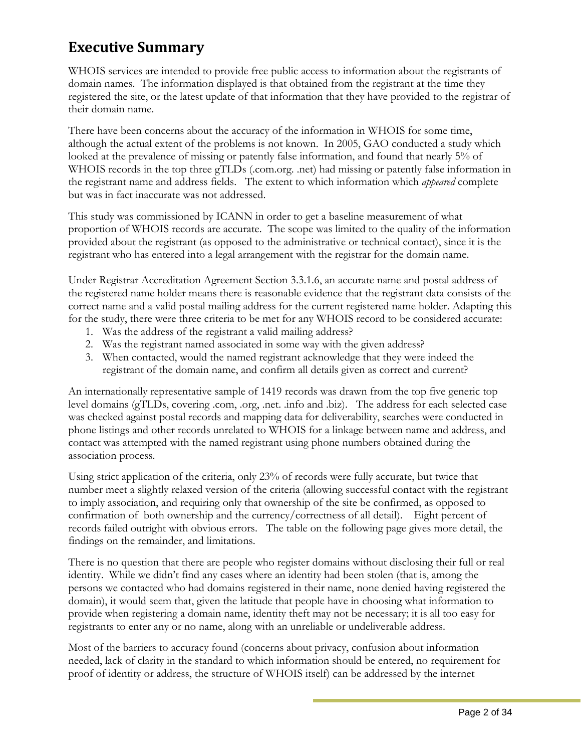## Executive Summary

WHOIS services are intended to provide free public access to information about the registrants of domain names. The information displayed is that obtained from the registrant at the time they registered the site, or the latest update of that information that they have provided to the registrar of their domain name.

There have been concerns about the accuracy of the information in WHOIS for some time, although the actual extent of the problems is not known. In 2005, GAO conducted a study which looked at the prevalence of missing or patently false information, and found that nearly 5% of WHOIS records in the top three gTLDs (.com.org. .net) had missing or patently false information in the registrant name and address fields. The extent to which information which *appeared* complete but was in fact inaccurate was not addressed.

This study was commissioned by ICANN in order to get a baseline measurement of what proportion of WHOIS records are accurate. The scope was limited to the quality of the information provided about the registrant (as opposed to the administrative or technical contact), since it is the registrant who has entered into a legal arrangement with the registrar for the domain name.

Under Registrar Accreditation Agreement Section 3.3.1.6, an accurate name and postal address of the registered name holder means there is reasonable evidence that the registrant data consists of the correct name and a valid postal mailing address for the current registered name holder. Adapting this for the study, there were three criteria to be met for any WHOIS record to be considered accurate:

1. Was the address of the registrant a valid mailing address?
2. Was the registrant named associated in some way with the given address?
3. When contacted, would the named registrant acknowledge that they were indeed the registrant of the domain name, and confirm all details given as correct and current?

An internationally representative sample of 1419 records was drawn from the top five generic top level domains (gTLDs, covering .com, .org, .net. .info and .biz). The address for each selected case was checked against postal records and mapping data for deliverability, searches were conducted in phone listings and other records unrelated to WHOIS for a linkage between name and address, and contact was attempted with the named registrant using phone numbers obtained during the association process.

Using strict application of the criteria, only 23% of records were fully accurate, but twice that number meet a slightly relaxed version of the criteria (allowing successful contact with the registrant to imply association, and requiring only that ownership of the site be confirmed, as opposed to confirmation of both ownership and the currency/correctness of all detail). Eight percent of records failed outright with obvious errors. The table on the following page gives more detail, the findings on the remainder, and limitations.

There is no question that there are people who register domains without disclosing their full or real identity. While we didn't find any cases where an identity had been stolen (that is, among the persons we contacted who had domains registered in their name, none denied having registered the domain), it would seem that, given the latitude that people have in choosing what information to provide when registering a domain name, identity theft may not be necessary; it is all too easy for registrants to enter any or no name, along with an unreliable or undeliverable address.

Most of the barriers to accuracy found (concerns about privacy, confusion about information needed, lack of clarity in the standard to which information should be entered, no requirement for proof of identity or address, the structure of WHOIS itself) can be addressed by the internet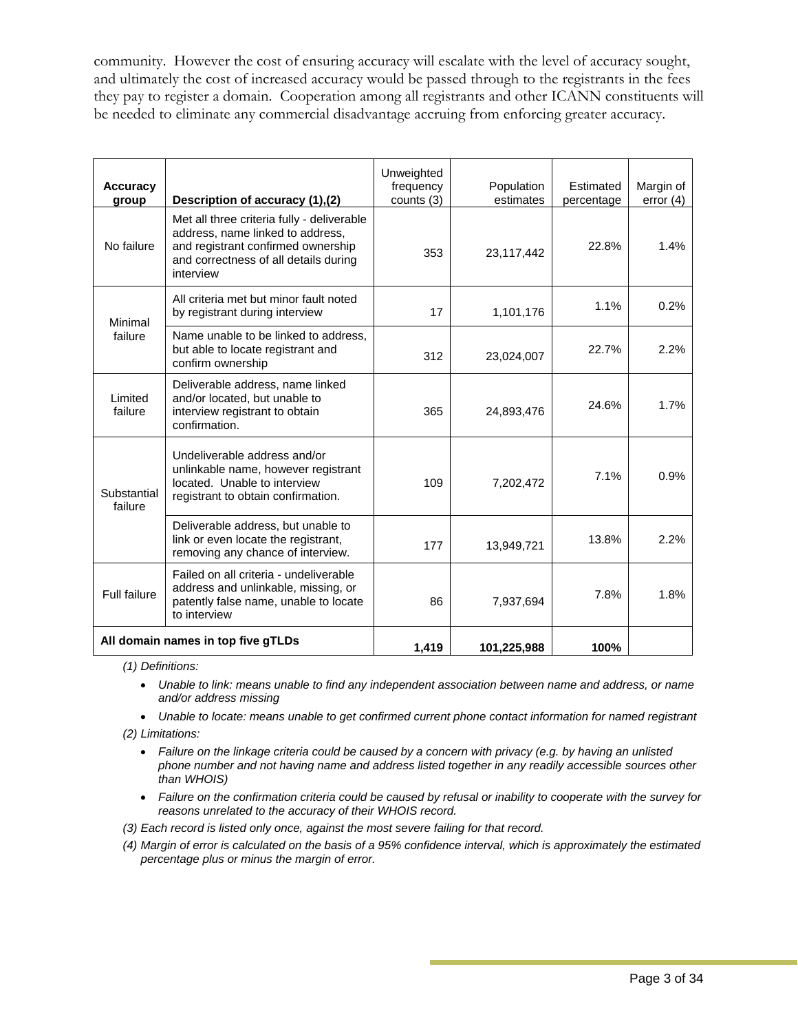community. However the cost of ensuring accuracy will escalate with the level of accuracy sought, and ultimately the cost of increased accuracy would be passed through to the registrants in the fees they pay to register a domain. Cooperation among all registrants and other ICANN constituents will be needed to eliminate any commercial disadvantage accruing from enforcing greater accuracy.

| Accuracy group | Description of accuracy (1),(2) | Unweighted frequency counts (3) | Population estimates | Estimated percentage | Margin of error (4) |
|---|---|---|---|---|---|
| No failure | Met all three criteria fully - deliverable address, name linked to address, and registrant confirmed ownership and correctness of all details during interview | 353 | 23,117,442 | 22.8% | 1.4% |
| Minimal failure | All criteria met but minor fault noted by registrant during interview | 17 | 1,101,176 | 1.1% | 0.2% |
| | Name unable to be linked to address, but able to locate registrant and confirm ownership | 312 | 23,024,007 | 22.7% | 2.2% |
| Limited failure | Deliverable address, name linked and/or located, but unable to interview registrant to obtain confirmation. | 365 | 24,893,476 | 24.6% | 1.7% |
| Substantial failure | Undeliverable address and/or unlinkable name, however registrant located. Unable to interview registrant to obtain confirmation. | 109 | 7,202,472 | 7.1% | 0.9% |
| | Deliverable address, but unable to link or even locate the registrant, removing any chance of interview. | 177 | 13,949,721 | 13.8% | 2.2% |
| Full failure | Failed on all criteria - undeliverable address and unlinkable, missing, or patently false name, unable to locate to interview | 86 | 7,937,694 | 7.8% | 1.8% |
| **All domain names in top five gTLDs** | | **1,419** | **101,225,988** | **100%** | |

*(1) Definitions:*

- *Unable to link: means unable to find any independent association between name and address, or name and/or address missing*
- *Unable to locate: means unable to get confirmed current phone contact information for named registrant*

*(2) Limitations:*

- *Failure on the linkage criteria could be caused by a concern with privacy (e.g. by having an unlisted phone number and not having name and address listed together in any readily accessible sources other than WHOIS)*
- *Failure on the confirmation criteria could be caused by refusal or inability to cooperate with the survey for reasons unrelated to the accuracy of their WHOIS record.*

*(3) Each record is listed only once, against the most severe failing for that record.*

*(4) Margin of error is calculated on the basis of a 95% confidence interval, which is approximately the estimated percentage plus or minus the margin of error.*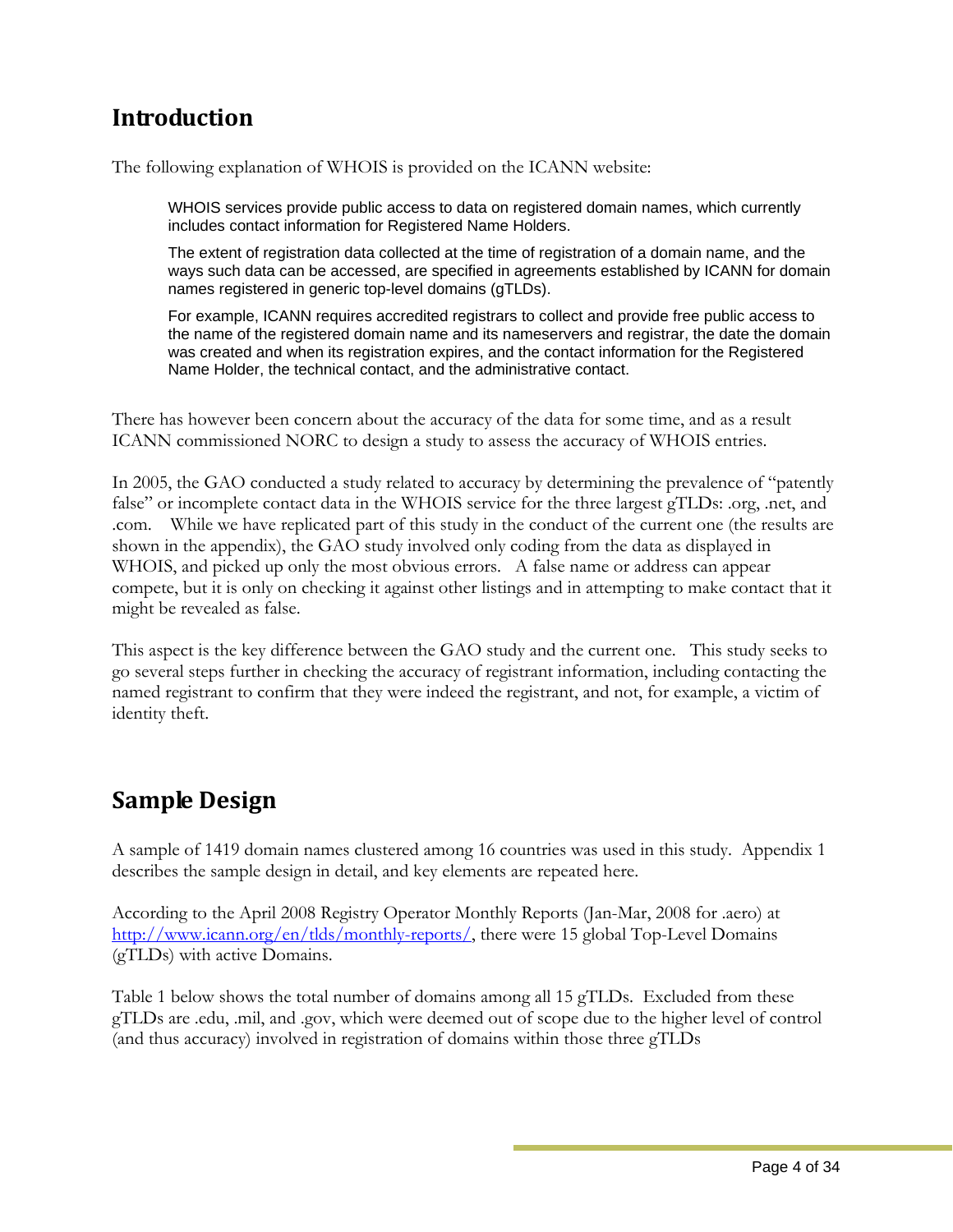# Introduction

The following explanation of WHOIS is provided on the ICANN website:

> WHOIS services provide public access to data on registered domain names, which currently includes contact information for Registered Name Holders.
>
> The extent of registration data collected at the time of registration of a domain name, and the ways such data can be accessed, are specified in agreements established by ICANN for domain names registered in generic top-level domains (gTLDs).
>
> For example, ICANN requires accredited registrars to collect and provide free public access to the name of the registered domain name and its nameservers and registrar, the date the domain was created and when its registration expires, and the contact information for the Registered Name Holder, the technical contact, and the administrative contact.

There has however been concern about the accuracy of the data for some time, and as a result ICANN commissioned NORC to design a study to assess the accuracy of WHOIS entries.

In 2005, the GAO conducted a study related to accuracy by determining the prevalence of "patently false" or incomplete contact data in the WHOIS service for the three largest gTLDs: .org, .net, and .com. While we have replicated part of this study in the conduct of the current one (the results are shown in the appendix), the GAO study involved only coding from the data as displayed in WHOIS, and picked up only the most obvious errors. A false name or address can appear compete, but it is only on checking it against other listings and in attempting to make contact that it might be revealed as false.

This aspect is the key difference between the GAO study and the current one. This study seeks to go several steps further in checking the accuracy of registrant information, including contacting the named registrant to confirm that they were indeed the registrant, and not, for example, a victim of identity theft.

# Sample Design

A sample of 1419 domain names clustered among 16 countries was used in this study. Appendix 1 describes the sample design in detail, and key elements are repeated here.

According to the April 2008 Registry Operator Monthly Reports (Jan-Mar, 2008 for .aero) at http://www.icann.org/en/tlds/monthly-reports/, there were 15 global Top-Level Domains (gTLDs) with active Domains.

Table 1 below shows the total number of domains among all 15 gTLDs. Excluded from these gTLDs are .edu, .mil, and .gov, which were deemed out of scope due to the higher level of control (and thus accuracy) involved in registration of domains within those three gTLDs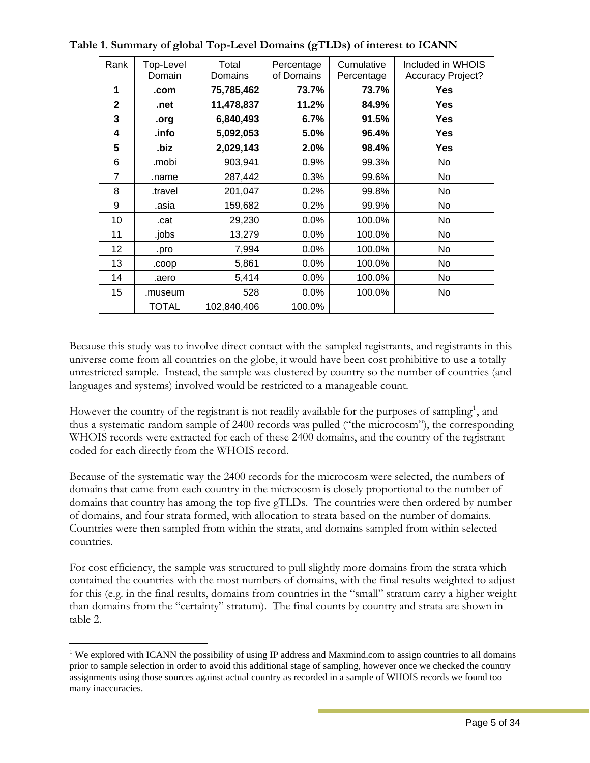**Table 1. Summary of global Top-Level Domains (gTLDs) of interest to ICANN**

| Rank | Top-Level Domain | Total Domains | Percentage of Domains | Cumulative Percentage | Included in WHOIS Accuracy Project? |
|---|---|---|---|---|---|
| **1** | **.com** | **75,785,462** | **73.7%** | **73.7%** | **Yes** |
| **2** | **.net** | **11,478,837** | **11.2%** | **84.9%** | **Yes** |
| **3** | **.org** | **6,840,493** | **6.7%** | **91.5%** | **Yes** |
| **4** | **.info** | **5,092,053** | **5.0%** | **96.4%** | **Yes** |
| **5** | **.biz** | **2,029,143** | **2.0%** | **98.4%** | **Yes** |
| 6 | .mobi | 903,941 | 0.9% | 99.3% | No |
| 7 | .name | 287,442 | 0.3% | 99.6% | No |
| 8 | .travel | 201,047 | 0.2% | 99.8% | No |
| 9 | .asia | 159,682 | 0.2% | 99.9% | No |
| 10 | .cat | 29,230 | 0.0% | 100.0% | No |
| 11 | .jobs | 13,279 | 0.0% | 100.0% | No |
| 12 | .pro | 7,994 | 0.0% | 100.0% | No |
| 13 | .coop | 5,861 | 0.0% | 100.0% | No |
| 14 | .aero | 5,414 | 0.0% | 100.0% | No |
| 15 | .museum | 528 | 0.0% | 100.0% | No |
| | TOTAL | 102,840,406 | 100.0% | | |

Because this study was to involve direct contact with the sampled registrants, and registrants in this universe come from all countries on the globe, it would have been cost prohibitive to use a totally unrestricted sample. Instead, the sample was clustered by country so the number of countries (and languages and systems) involved would be restricted to a manageable count.

However the country of the registrant is not readily available for the purposes of sampling[1], and thus a systematic random sample of 2400 records was pulled ("the microcosm"), the corresponding WHOIS records were extracted for each of these 2400 domains, and the country of the registrant coded for each directly from the WHOIS record.

Because of the systematic way the 2400 records for the microcosm were selected, the numbers of domains that came from each country in the microcosm is closely proportional to the number of domains that country has among the top five gTLDs. The countries were then ordered by number of domains, and four strata formed, with allocation to strata based on the number of domains. Countries were then sampled from within the strata, and domains sampled from within selected countries.

For cost efficiency, the sample was structured to pull slightly more domains from the strata which contained the countries with the most numbers of domains, with the final results weighted to adjust for this (e.g. in the final results, domains from countries in the "small" stratum carry a higher weight than domains from the "certainty" stratum). The final counts by country and strata are shown in table 2.

[1] We explored with ICANN the possibility of using IP address and Maxmind.com to assign countries to all domains prior to sample selection in order to avoid this additional stage of sampling, however once we checked the country assignments using those sources against actual country as recorded in a sample of WHOIS records we found too many inaccuracies.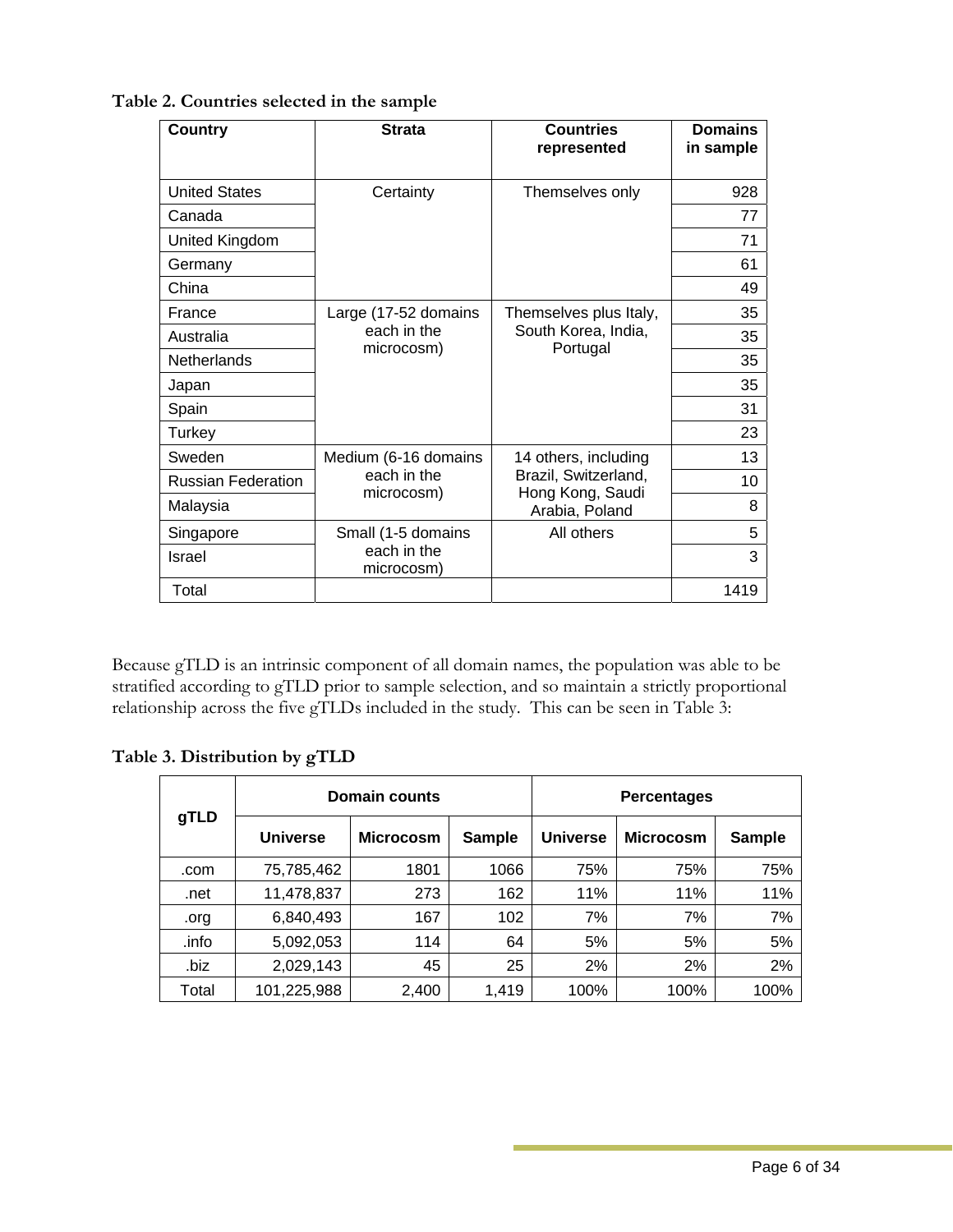**Table 2. Countries selected in the sample**

| Country | Strata | Countries represented | Domains in sample |
|---|---|---|---|
| United States | Certainty | Themselves only | 928 |
| Canada | | | 77 |
| United Kingdom | | | 71 |
| Germany | | | 61 |
| China | | | 49 |
| France | Large (17-52 domains each in the microcosm) | Themselves plus Italy, South Korea, India, Portugal | 35 |
| Australia | | | 35 |
| Netherlands | | | 35 |
| Japan | | | 35 |
| Spain | | | 31 |
| Turkey | | | 23 |
| Sweden | Medium (6-16 domains each in the microcosm) | 14 others, including Brazil, Switzerland, Hong Kong, Saudi Arabia, Poland | 13 |
| Russian Federation | | | 10 |
| Malaysia | | | 8 |
| Singapore | Small (1-5 domains each in the microcosm) | All others | 5 |
| Israel | | | 3 |
| Total | | | 1419 |

Because gTLD is an intrinsic component of all domain names, the population was able to be stratified according to gTLD prior to sample selection, and so maintain a strictly proportional relationship across the five gTLDs included in the study. This can be seen in Table 3:

**Table 3. Distribution by gTLD**

| gTLD | Domain counts | | | Percentages | | |
|---|---|---|---|---|---|---|
| | Universe | Microcosm | Sample | Universe | Microcosm | Sample |
| .com | 75,785,462 | 1801 | 1066 | 75% | 75% | 75% |
| .net | 11,478,837 | 273 | 162 | 11% | 11% | 11% |
| .org | 6,840,493 | 167 | 102 | 7% | 7% | 7% |
| .info | 5,092,053 | 114 | 64 | 5% | 5% | 5% |
| .biz | 2,029,143 | 45 | 25 | 2% | 2% | 2% |
| Total | 101,225,988 | 2,400 | 1,419 | 100% | 100% | 100% |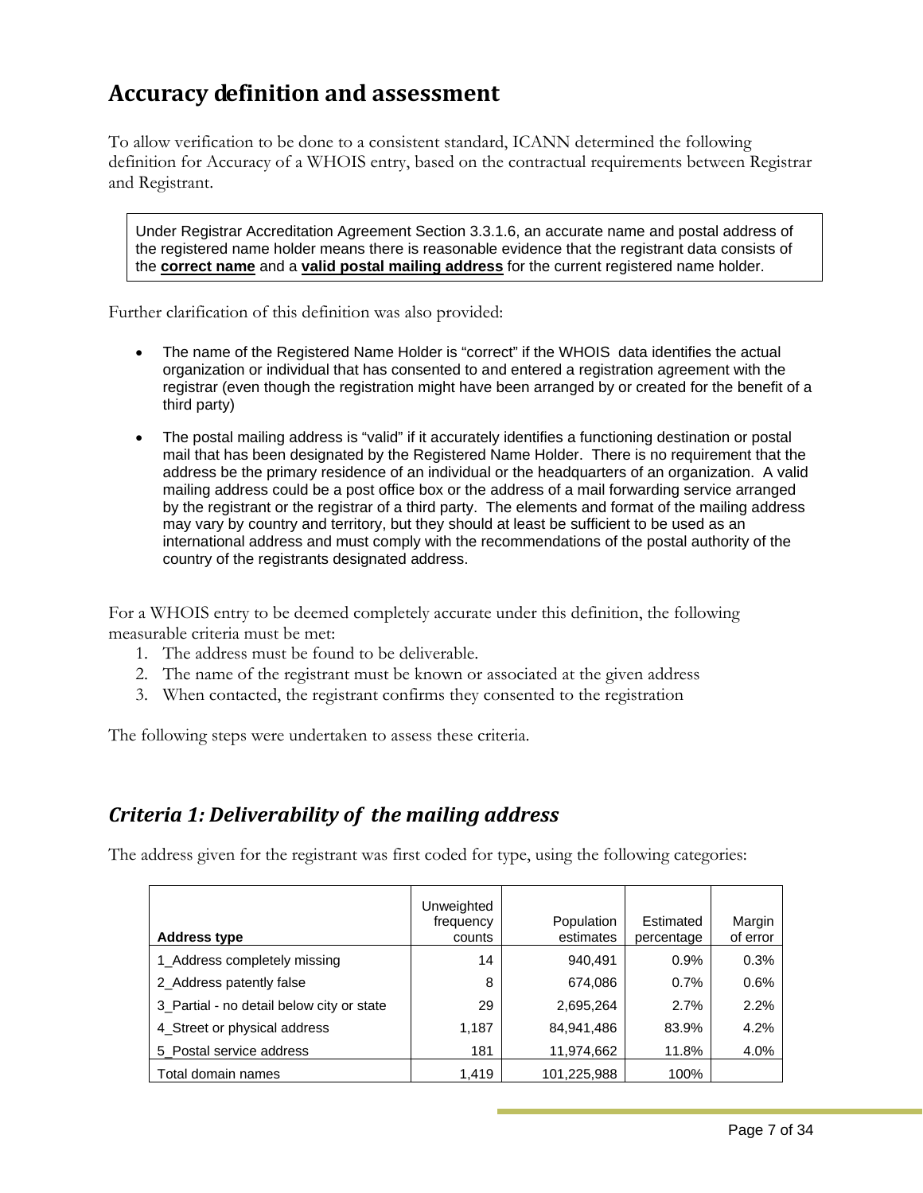## Accuracy definition and assessment

To allow verification to be done to a consistent standard, ICANN determined the following definition for Accuracy of a WHOIS entry, based on the contractual requirements between Registrar and Registrant.

> Under Registrar Accreditation Agreement Section 3.3.1.6, an accurate name and postal address of the registered name holder means there is reasonable evidence that the registrant data consists of the **correct name** and a **valid postal mailing address** for the current registered name holder.

Further clarification of this definition was also provided:

- The name of the Registered Name Holder is "correct" if the WHOIS data identifies the actual organization or individual that has consented to and entered a registration agreement with the registrar (even though the registration might have been arranged by or created for the benefit of a third party)
- The postal mailing address is "valid" if it accurately identifies a functioning destination or postal mail that has been designated by the Registered Name Holder. There is no requirement that the address be the primary residence of an individual or the headquarters of an organization. A valid mailing address could be a post office box or the address of a mail forwarding service arranged by the registrant or the registrar of a third party. The elements and format of the mailing address may vary by country and territory, but they should at least be sufficient to be used as an international address and must comply with the recommendations of the postal authority of the country of the registrants designated address.

For a WHOIS entry to be deemed completely accurate under this definition, the following measurable criteria must be met:

1. The address must be found to be deliverable.
2. The name of the registrant must be known or associated at the given address
3. When contacted, the registrant confirms they consented to the registration

The following steps were undertaken to assess these criteria.

### *Criteria 1: Deliverability of the mailing address*

The address given for the registrant was first coded for type, using the following categories:

| Address type | Unweighted frequency counts | Population estimates | Estimated percentage | Margin of error |
|---|---|---|---|---|
| 1_Address completely missing | 14 | 940,491 | 0.9% | 0.3% |
| 2_Address patently false | 8 | 674,086 | 0.7% | 0.6% |
| 3_Partial - no detail below city or state | 29 | 2,695,264 | 2.7% | 2.2% |
| 4_Street or physical address | 1,187 | 84,941,486 | 83.9% | 4.2% |
| 5_Postal service address | 181 | 11,974,662 | 11.8% | 4.0% |
| Total domain names | 1,419 | 101,225,988 | 100% | |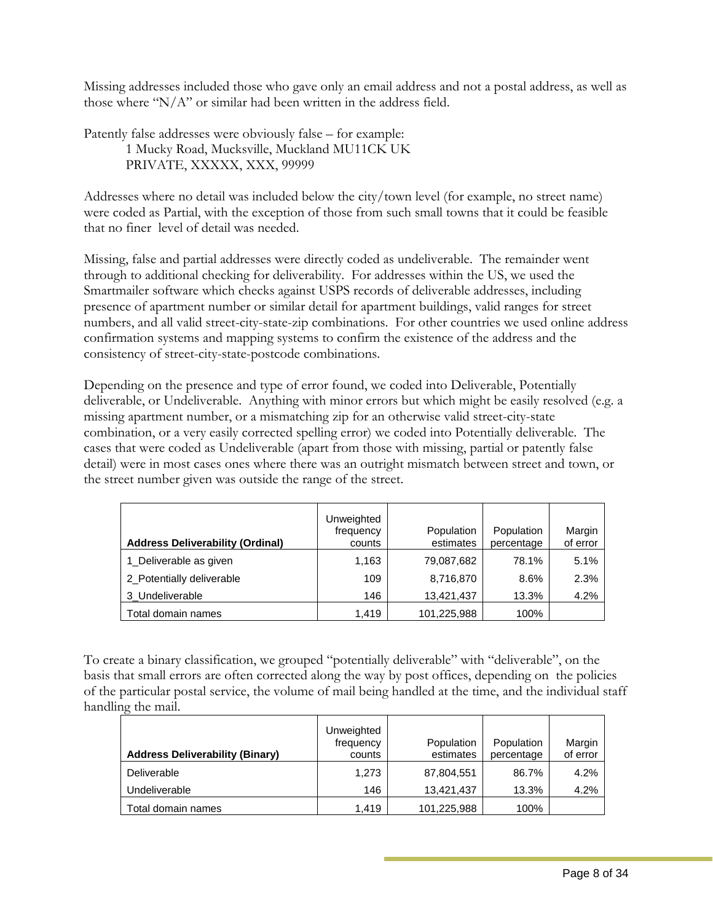Missing addresses included those who gave only an email address and not a postal address, as well as those where "N/A" or similar had been written in the address field.

Patently false addresses were obviously false – for example:

1 Mucky Road, Mucksville, Muckland MU11CK UK
PRIVATE, XXXXX, XXX, 99999

Addresses where no detail was included below the city/town level (for example, no street name) were coded as Partial, with the exception of those from such small towns that it could be feasible that no finer level of detail was needed.

Missing, false and partial addresses were directly coded as undeliverable. The remainder went through to additional checking for deliverability. For addresses within the US, we used the Smartmailer software which checks against USPS records of deliverable addresses, including presence of apartment number or similar detail for apartment buildings, valid ranges for street numbers, and all valid street-city-state-zip combinations. For other countries we used online address confirmation systems and mapping systems to confirm the existence of the address and the consistency of street-city-state-postcode combinations.

Depending on the presence and type of error found, we coded into Deliverable, Potentially deliverable, or Undeliverable. Anything with minor errors but which might be easily resolved (e.g. a missing apartment number, or a mismatching zip for an otherwise valid street-city-state combination, or a very easily corrected spelling error) we coded into Potentially deliverable. The cases that were coded as Undeliverable (apart from those with missing, partial or patently false detail) were in most cases ones where there was an outright mismatch between street and town, or the street number given was outside the range of the street.

| Address Deliverability (Ordinal) | Unweighted frequency counts | Population estimates | Population percentage | Margin of error |
|---|---|---|---|---|
| 1_Deliverable as given | 1,163 | 79,087,682 | 78.1% | 5.1% |
| 2_Potentially deliverable | 109 | 8,716,870 | 8.6% | 2.3% |
| 3_Undeliverable | 146 | 13,421,437 | 13.3% | 4.2% |
| Total domain names | 1,419 | 101,225,988 | 100% | |

To create a binary classification, we grouped "potentially deliverable" with "deliverable", on the basis that small errors are often corrected along the way by post offices, depending on the policies of the particular postal service, the volume of mail being handled at the time, and the individual staff handling the mail.

| Address Deliverability (Binary) | Unweighted frequency counts | Population estimates | Population percentage | Margin of error |
|---|---|---|---|---|
| Deliverable | 1,273 | 87,804,551 | 86.7% | 4.2% |
| Undeliverable | 146 | 13,421,437 | 13.3% | 4.2% |
| Total domain names | 1,419 | 101,225,988 | 100% | |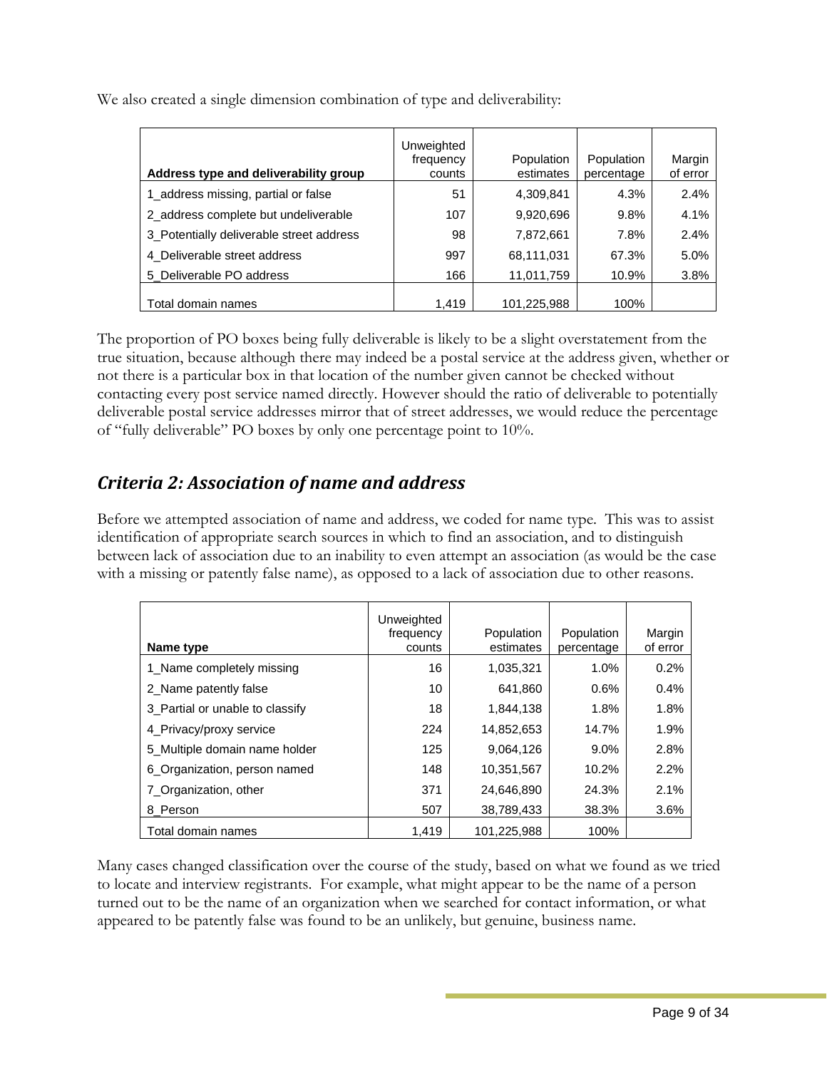We also created a single dimension combination of type and deliverability:

| Address type and deliverability group | Unweighted frequency counts | Population estimates | Population percentage | Margin of error |
|---|---|---|---|---|
| 1_address missing, partial or false | 51 | 4,309,841 | 4.3% | 2.4% |
| 2_address complete but undeliverable | 107 | 9,920,696 | 9.8% | 4.1% |
| 3_Potentially deliverable street address | 98 | 7,872,661 | 7.8% | 2.4% |
| 4_Deliverable street address | 997 | 68,111,031 | 67.3% | 5.0% |
| 5_Deliverable PO address | 166 | 11,011,759 | 10.9% | 3.8% |
| Total domain names | 1,419 | 101,225,988 | 100% | |

The proportion of PO boxes being fully deliverable is likely to be a slight overstatement from the true situation, because although there may indeed be a postal service at the address given, whether or not there is a particular box in that location of the number given cannot be checked without contacting every post service named directly. However should the ratio of deliverable to potentially deliverable postal service addresses mirror that of street addresses, we would reduce the percentage of "fully deliverable" PO boxes by only one percentage point to 10%.

## *Criteria 2: Association of name and address*

Before we attempted association of name and address, we coded for name type. This was to assist identification of appropriate search sources in which to find an association, and to distinguish between lack of association due to an inability to even attempt an association (as would be the case with a missing or patently false name), as opposed to a lack of association due to other reasons.

| Name type | Unweighted frequency counts | Population estimates | Population percentage | Margin of error |
|---|---|---|---|---|
| 1_Name completely missing | 16 | 1,035,321 | 1.0% | 0.2% |
| 2_Name patently false | 10 | 641,860 | 0.6% | 0.4% |
| 3_Partial or unable to classify | 18 | 1,844,138 | 1.8% | 1.8% |
| 4_Privacy/proxy service | 224 | 14,852,653 | 14.7% | 1.9% |
| 5_Multiple domain name holder | 125 | 9,064,126 | 9.0% | 2.8% |
| 6_Organization, person named | 148 | 10,351,567 | 10.2% | 2.2% |
| 7_Organization, other | 371 | 24,646,890 | 24.3% | 2.1% |
| 8_Person | 507 | 38,789,433 | 38.3% | 3.6% |
| Total domain names | 1,419 | 101,225,988 | 100% | |

Many cases changed classification over the course of the study, based on what we found as we tried to locate and interview registrants. For example, what might appear to be the name of a person turned out to be the name of an organization when we searched for contact information, or what appeared to be patently false was found to be an unlikely, but genuine, business name.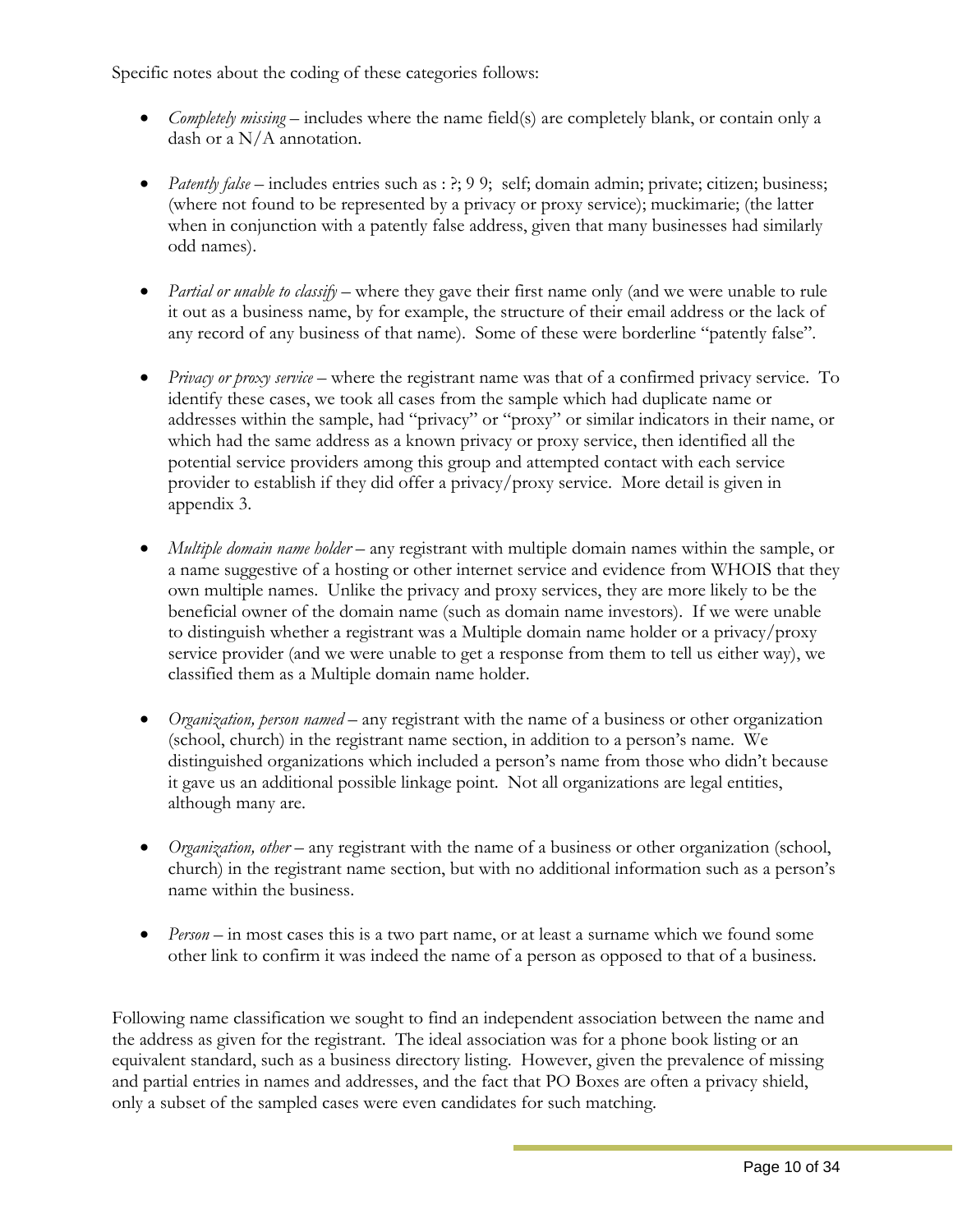Specific notes about the coding of these categories follows:

- *Completely missing* – includes where the name field(s) are completely blank, or contain only a dash or a N/A annotation.
- *Patently false* – includes entries such as : ?; 9 9; self; domain admin; private; citizen; business; (where not found to be represented by a privacy or proxy service); muckimarie; (the latter when in conjunction with a patently false address, given that many businesses had similarly odd names).
- *Partial or unable to classify* – where they gave their first name only (and we were unable to rule it out as a business name, by for example, the structure of their email address or the lack of any record of any business of that name). Some of these were borderline "patently false".
- *Privacy or proxy service* – where the registrant name was that of a confirmed privacy service. To identify these cases, we took all cases from the sample which had duplicate name or addresses within the sample, had "privacy" or "proxy" or similar indicators in their name, or which had the same address as a known privacy or proxy service, then identified all the potential service providers among this group and attempted contact with each service provider to establish if they did offer a privacy/proxy service. More detail is given in appendix 3.
- *Multiple domain name holder* – any registrant with multiple domain names within the sample, or a name suggestive of a hosting or other internet service and evidence from WHOIS that they own multiple names. Unlike the privacy and proxy services, they are more likely to be the beneficial owner of the domain name (such as domain name investors). If we were unable to distinguish whether a registrant was a Multiple domain name holder or a privacy/proxy service provider (and we were unable to get a response from them to tell us either way), we classified them as a Multiple domain name holder.
- *Organization, person named* – any registrant with the name of a business or other organization (school, church) in the registrant name section, in addition to a person's name. We distinguished organizations which included a person's name from those who didn't because it gave us an additional possible linkage point. Not all organizations are legal entities, although many are.
- *Organization, other* – any registrant with the name of a business or other organization (school, church) in the registrant name section, but with no additional information such as a person's name within the business.
- *Person* – in most cases this is a two part name, or at least a surname which we found some other link to confirm it was indeed the name of a person as opposed to that of a business.

Following name classification we sought to find an independent association between the name and the address as given for the registrant. The ideal association was for a phone book listing or an equivalent standard, such as a business directory listing. However, given the prevalence of missing and partial entries in names and addresses, and the fact that PO Boxes are often a privacy shield, only a subset of the sampled cases were even candidates for such matching.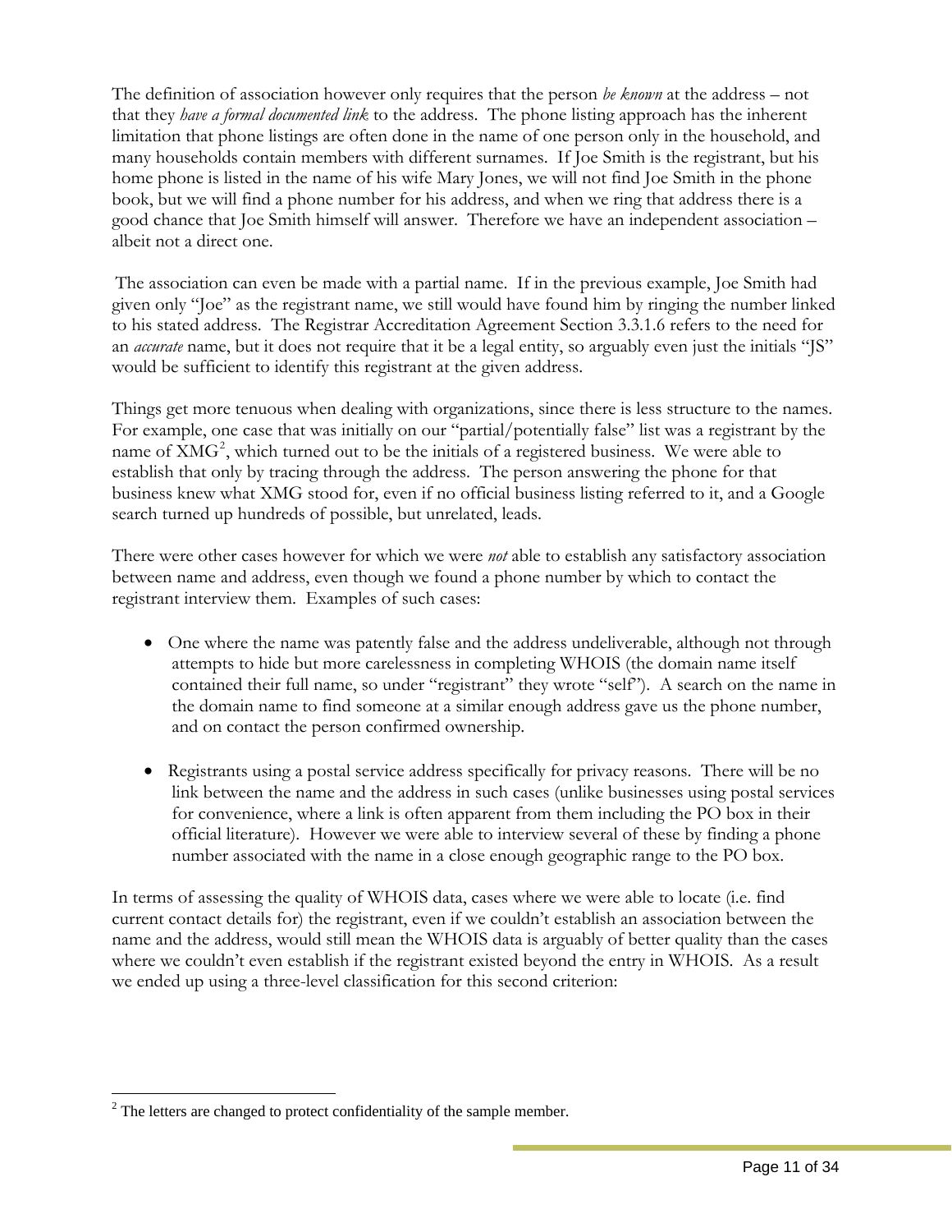The definition of association however only requires that the person *be known* at the address – not that they *have a formal documented link* to the address. The phone listing approach has the inherent limitation that phone listings are often done in the name of one person only in the household, and many households contain members with different surnames. If Joe Smith is the registrant, but his home phone is listed in the name of his wife Mary Jones, we will not find Joe Smith in the phone book, but we will find a phone number for his address, and when we ring that address there is a good chance that Joe Smith himself will answer. Therefore we have an independent association – albeit not a direct one.

The association can even be made with a partial name. If in the previous example, Joe Smith had given only "Joe" as the registrant name, we still would have found him by ringing the number linked to his stated address. The Registrar Accreditation Agreement Section 3.3.1.6 refers to the need for an *accurate* name, but it does not require that it be a legal entity, so arguably even just the initials "JS" would be sufficient to identify this registrant at the given address.

Things get more tenuous when dealing with organizations, since there is less structure to the names. For example, one case that was initially on our "partial/potentially false" list was a registrant by the name of XMG[2], which turned out to be the initials of a registered business. We were able to establish that only by tracing through the address. The person answering the phone for that business knew what XMG stood for, even if no official business listing referred to it, and a Google search turned up hundreds of possible, but unrelated, leads.

There were other cases however for which we were *not* able to establish any satisfactory association between name and address, even though we found a phone number by which to contact the registrant interview them. Examples of such cases:

- One where the name was patently false and the address undeliverable, although not through attempts to hide but more carelessness in completing WHOIS (the domain name itself contained their full name, so under "registrant" they wrote "self"). A search on the name in the domain name to find someone at a similar enough address gave us the phone number, and on contact the person confirmed ownership.
- Registrants using a postal service address specifically for privacy reasons. There will be no link between the name and the address in such cases (unlike businesses using postal services for convenience, where a link is often apparent from them including the PO box in their official literature). However we were able to interview several of these by finding a phone number associated with the name in a close enough geographic range to the PO box.

In terms of assessing the quality of WHOIS data, cases where we were able to locate (i.e. find current contact details for) the registrant, even if we couldn't establish an association between the name and the address, would still mean the WHOIS data is arguably of better quality than the cases where we couldn't even establish if the registrant existed beyond the entry in WHOIS. As a result we ended up using a three-level classification for this second criterion:

[2] The letters are changed to protect confidentiality of the sample member.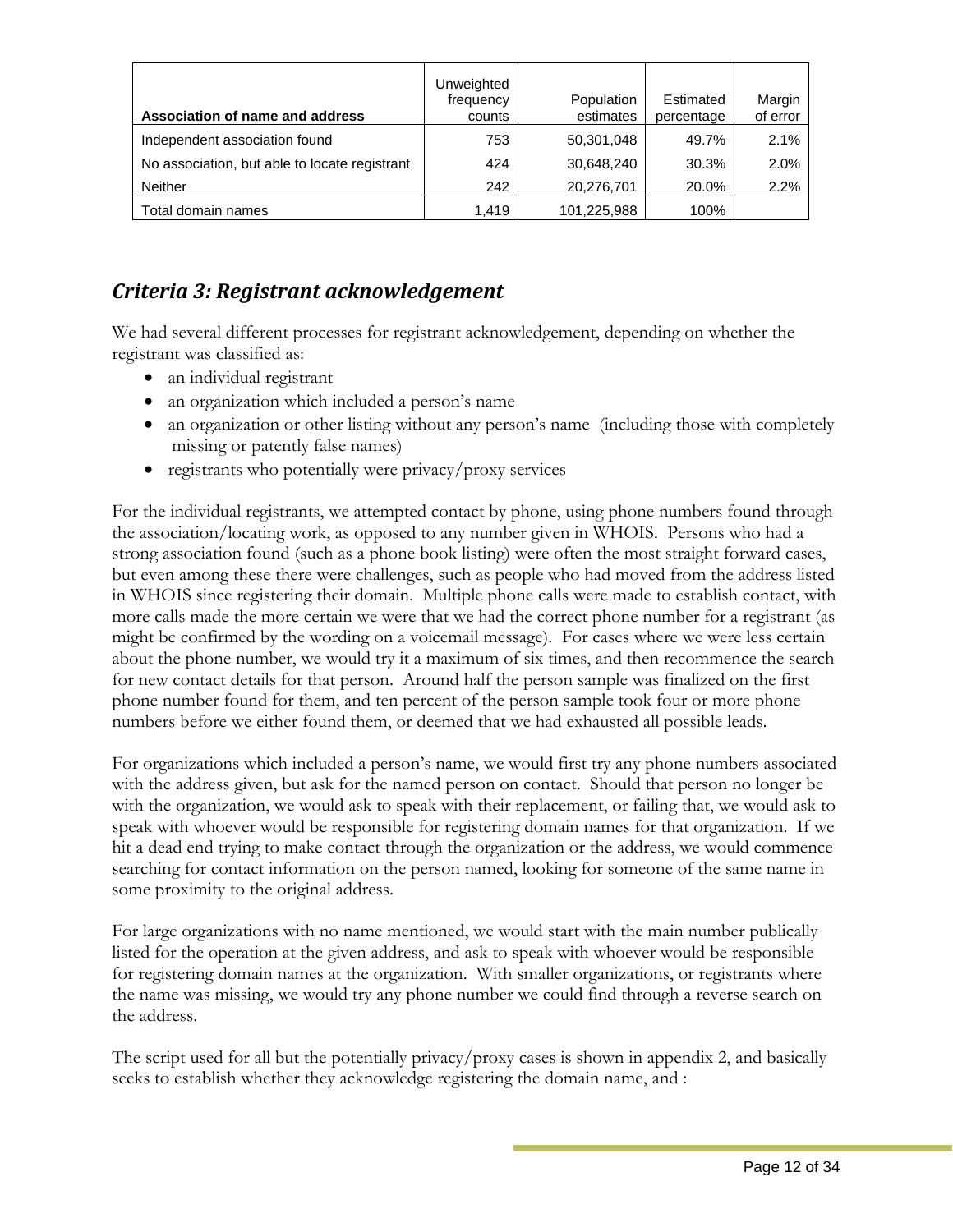| Association of name and address | Unweighted frequency counts | Population estimates | Estimated percentage | Margin of error |
|---|---|---|---|---|
| Independent association found | 753 | 50,301,048 | 49.7% | 2.1% |
| No association, but able to locate registrant | 424 | 30,648,240 | 30.3% | 2.0% |
| Neither | 242 | 20,276,701 | 20.0% | 2.2% |
| Total domain names | 1,419 | 101,225,988 | 100% | |

## *Criteria 3: Registrant acknowledgement*

We had several different processes for registrant acknowledgement, depending on whether the registrant was classified as:

- an individual registrant
- an organization which included a person's name
- an organization or other listing without any person's name (including those with completely missing or patently false names)
- registrants who potentially were privacy/proxy services

For the individual registrants, we attempted contact by phone, using phone numbers found through the association/locating work, as opposed to any number given in WHOIS. Persons who had a strong association found (such as a phone book listing) were often the most straight forward cases, but even among these there were challenges, such as people who had moved from the address listed in WHOIS since registering their domain. Multiple phone calls were made to establish contact, with more calls made the more certain we were that we had the correct phone number for a registrant (as might be confirmed by the wording on a voicemail message). For cases where we were less certain about the phone number, we would try it a maximum of six times, and then recommence the search for new contact details for that person. Around half the person sample was finalized on the first phone number found for them, and ten percent of the person sample took four or more phone numbers before we either found them, or deemed that we had exhausted all possible leads.

For organizations which included a person's name, we would first try any phone numbers associated with the address given, but ask for the named person on contact. Should that person no longer be with the organization, we would ask to speak with their replacement, or failing that, we would ask to speak with whoever would be responsible for registering domain names for that organization. If we hit a dead end trying to make contact through the organization or the address, we would commence searching for contact information on the person named, looking for someone of the same name in some proximity to the original address.

For large organizations with no name mentioned, we would start with the main number publically listed for the operation at the given address, and ask to speak with whoever would be responsible for registering domain names at the organization. With smaller organizations, or registrants where the name was missing, we would try any phone number we could find through a reverse search on the address.

The script used for all but the potentially privacy/proxy cases is shown in appendix 2, and basically seeks to establish whether they acknowledge registering the domain name, and :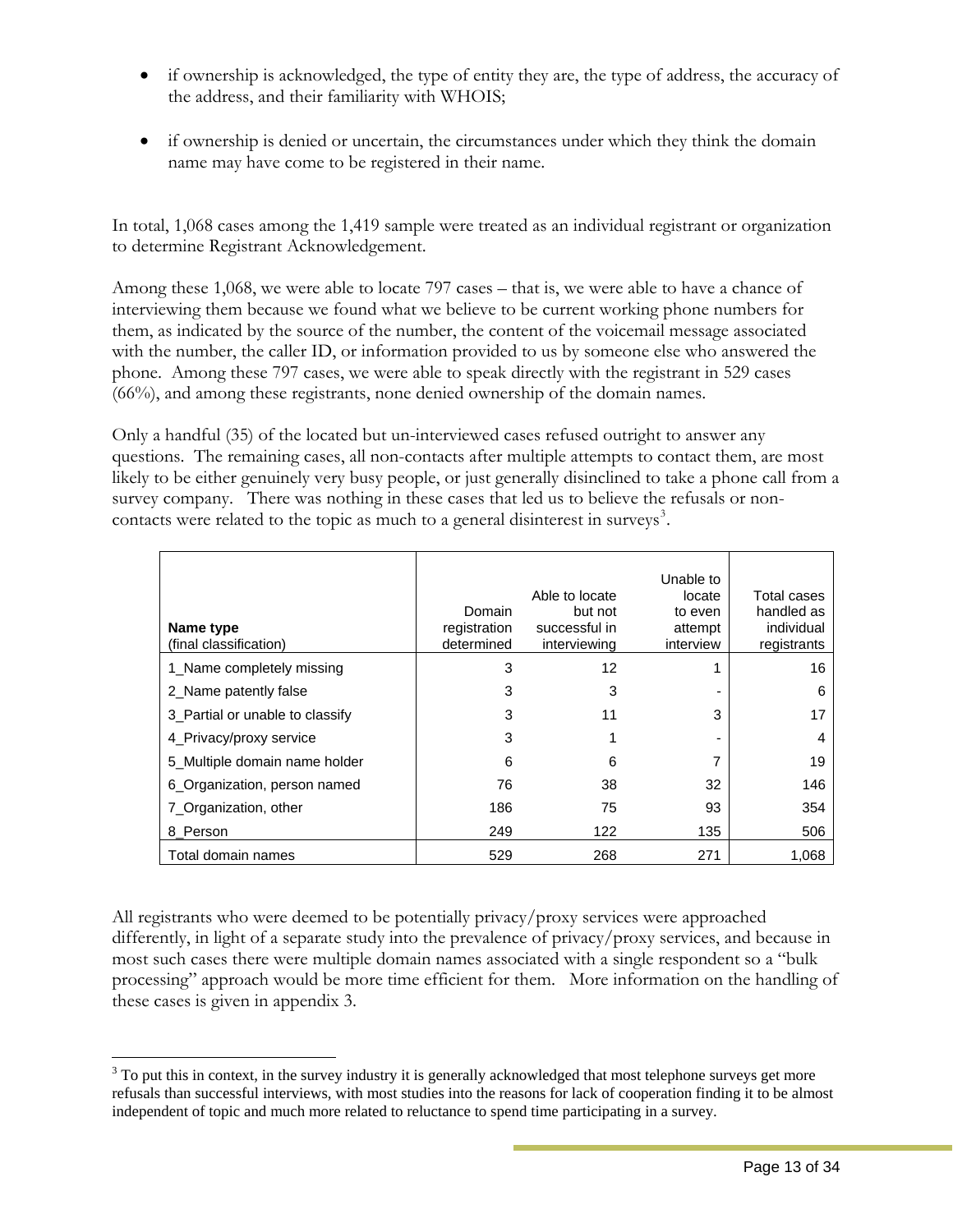- if ownership is acknowledged, the type of entity they are, the type of address, the accuracy of the address, and their familiarity with WHOIS;
- if ownership is denied or uncertain, the circumstances under which they think the domain name may have come to be registered in their name.

In total, 1,068 cases among the 1,419 sample were treated as an individual registrant or organization to determine Registrant Acknowledgement.

Among these 1,068, we were able to locate 797 cases – that is, we were able to have a chance of interviewing them because we found what we believe to be current working phone numbers for them, as indicated by the source of the number, the content of the voicemail message associated with the number, the caller ID, or information provided to us by someone else who answered the phone. Among these 797 cases, we were able to speak directly with the registrant in 529 cases (66%), and among these registrants, none denied ownership of the domain names.

Only a handful (35) of the located but un-interviewed cases refused outright to answer any questions. The remaining cases, all non-contacts after multiple attempts to contact them, are most likely to be either genuinely very busy people, or just generally disinclined to take a phone call from a survey company. There was nothing in these cases that led us to believe the refusals or non-contacts were related to the topic as much to a general disinterest in surveys[3].

| **Name type** (final classification) | Domain registration determined | Able to locate but not successful in interviewing | Unable to locate to even attempt interview | Total cases handled as individual registrants |
|---|---|---|---|---|
| 1_Name completely missing | 3 | 12 | 1 | 16 |
| 2_Name patently false | 3 | 3 | - | 6 |
| 3_Partial or unable to classify | 3 | 11 | 3 | 17 |
| 4_Privacy/proxy service | 3 | 1 | - | 4 |
| 5_Multiple domain name holder | 6 | 6 | 7 | 19 |
| 6_Organization, person named | 76 | 38 | 32 | 146 |
| 7_Organization, other | 186 | 75 | 93 | 354 |
| 8_Person | 249 | 122 | 135 | 506 |
| Total domain names | 529 | 268 | 271 | 1,068 |

All registrants who were deemed to be potentially privacy/proxy services were approached differently, in light of a separate study into the prevalence of privacy/proxy services, and because in most such cases there were multiple domain names associated with a single respondent so a "bulk processing" approach would be more time efficient for them. More information on the handling of these cases is given in appendix 3.

[3] To put this in context, in the survey industry it is generally acknowledged that most telephone surveys get more refusals than successful interviews, with most studies into the reasons for lack of cooperation finding it to be almost independent of topic and much more related to reluctance to spend time participating in a survey.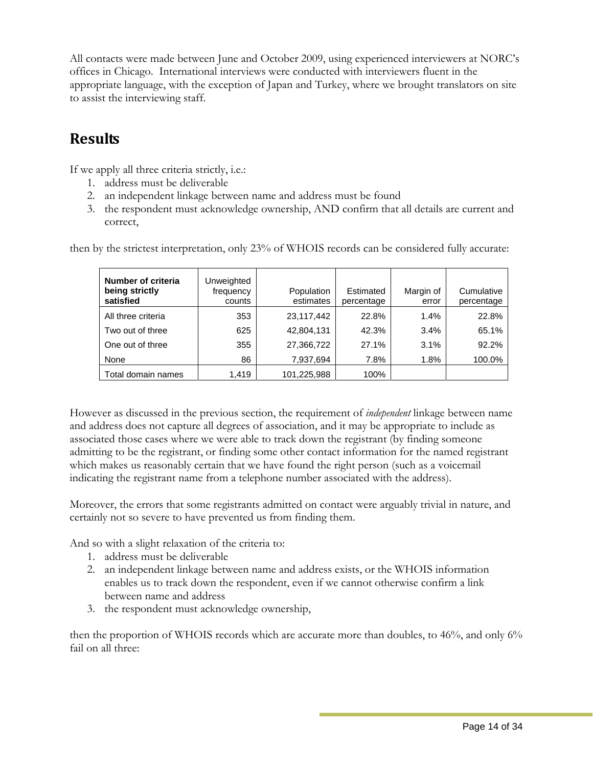All contacts were made between June and October 2009, using experienced interviewers at NORC's offices in Chicago. International interviews were conducted with interviewers fluent in the appropriate language, with the exception of Japan and Turkey, where we brought translators on site to assist the interviewing staff.

## Results

If we apply all three criteria strictly, i.e.:

1. address must be deliverable
2. an independent linkage between name and address must be found
3. the respondent must acknowledge ownership, AND confirm that all details are current and correct,

then by the strictest interpretation, only 23% of WHOIS records can be considered fully accurate:

| Number of criteria being strictly satisfied | Unweighted frequency counts | Population estimates | Estimated percentage | Margin of error | Cumulative percentage |
|---|---|---|---|---|---|
| All three criteria | 353 | 23,117,442 | 22.8% | 1.4% | 22.8% |
| Two out of three | 625 | 42,804,131 | 42.3% | 3.4% | 65.1% |
| One out of three | 355 | 27,366,722 | 27.1% | 3.1% | 92.2% |
| None | 86 | 7,937,694 | 7.8% | 1.8% | 100.0% |
| Total domain names | 1,419 | 101,225,988 | 100% | | |

However as discussed in the previous section, the requirement of *independent* linkage between name and address does not capture all degrees of association, and it may be appropriate to include as associated those cases where we were able to track down the registrant (by finding someone admitting to be the registrant, or finding some other contact information for the named registrant which makes us reasonably certain that we have found the right person (such as a voicemail indicating the registrant name from a telephone number associated with the address).

Moreover, the errors that some registrants admitted on contact were arguably trivial in nature, and certainly not so severe to have prevented us from finding them.

And so with a slight relaxation of the criteria to:

1. address must be deliverable
2. an independent linkage between name and address exists, or the WHOIS information enables us to track down the respondent, even if we cannot otherwise confirm a link between name and address
3. the respondent must acknowledge ownership,

then the proportion of WHOIS records which are accurate more than doubles, to 46%, and only 6% fail on all three: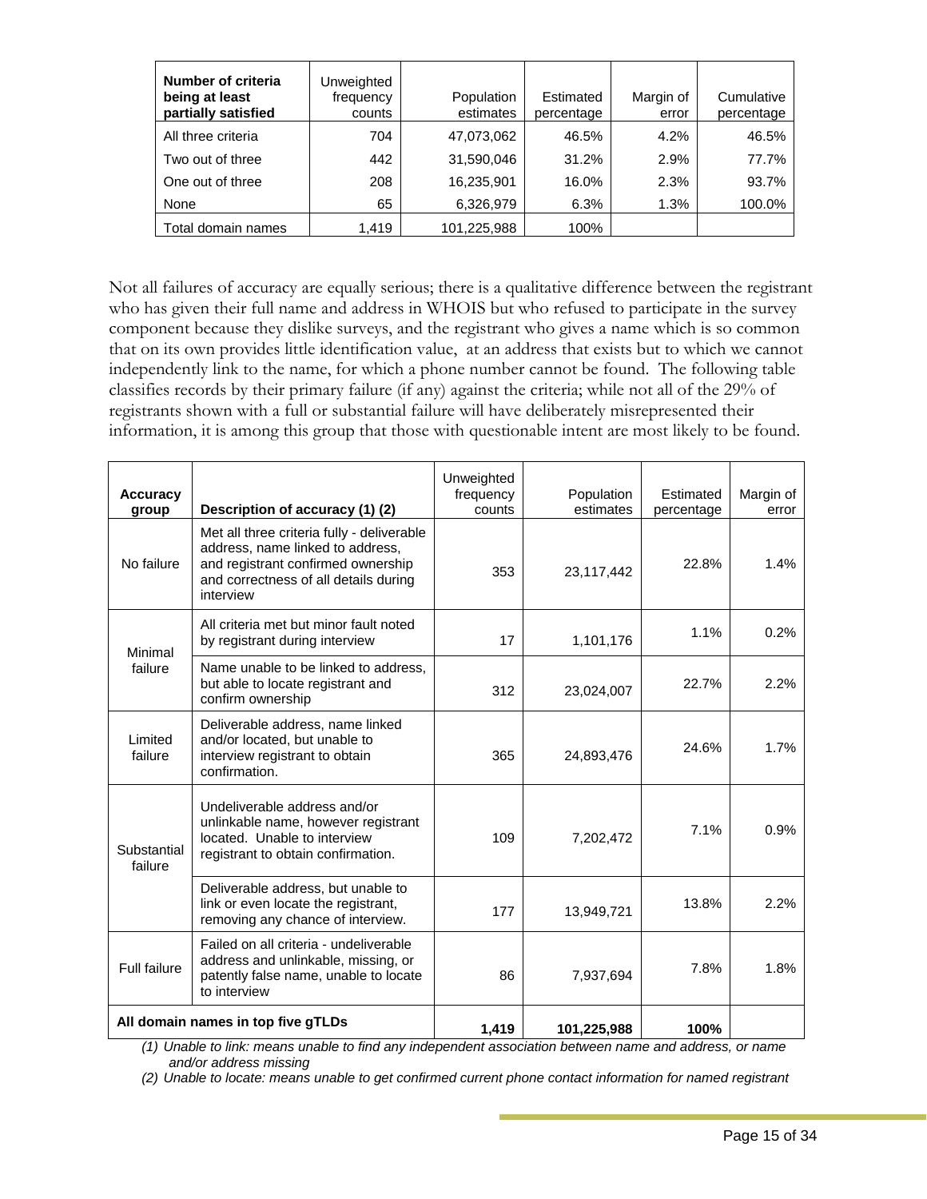| Number of criteria being at least partially satisfied | Unweighted frequency counts | Population estimates | Estimated percentage | Margin of error | Cumulative percentage |
|---|---|---|---|---|---|
| All three criteria | 704 | 47,073,062 | 46.5% | 4.2% | 46.5% |
| Two out of three | 442 | 31,590,046 | 31.2% | 2.9% | 77.7% |
| One out of three | 208 | 16,235,901 | 16.0% | 2.3% | 93.7% |
| None | 65 | 6,326,979 | 6.3% | 1.3% | 100.0% |
| Total domain names | 1,419 | 101,225,988 | 100% | | |

Not all failures of accuracy are equally serious; there is a qualitative difference between the registrant who has given their full name and address in WHOIS but who refused to participate in the survey component because they dislike surveys, and the registrant who gives a name which is so common that on its own provides little identification value, at an address that exists but to which we cannot independently link to the name, for which a phone number cannot be found. The following table classifies records by their primary failure (if any) against the criteria; while not all of the 29% of registrants shown with a full or substantial failure will have deliberately misrepresented their information, it is among this group that those with questionable intent are most likely to be found.

| Accuracy group | Description of accuracy (1) (2) | Unweighted frequency counts | Population estimates | Estimated percentage | Margin of error |
|---|---|---|---|---|---|
| No failure | Met all three criteria fully - deliverable address, name linked to address, and registrant confirmed ownership and correctness of all details during interview | 353 | 23,117,442 | 22.8% | 1.4% |
| Minimal failure | All criteria met but minor fault noted by registrant during interview | 17 | 1,101,176 | 1.1% | 0.2% |
| | Name unable to be linked to address, but able to locate registrant and confirm ownership | 312 | 23,024,007 | 22.7% | 2.2% |
| Limited failure | Deliverable address, name linked and/or located, but unable to interview registrant to obtain confirmation. | 365 | 24,893,476 | 24.6% | 1.7% |
| Substantial failure | Undeliverable address and/or unlinkable name, however registrant located. Unable to interview registrant to obtain confirmation. | 109 | 7,202,472 | 7.1% | 0.9% |
| | Deliverable address, but unable to link or even locate the registrant, removing any chance of interview. | 177 | 13,949,721 | 13.8% | 2.2% |
| Full failure | Failed on all criteria - undeliverable address and unlinkable, missing, or patently false name, unable to locate to interview | 86 | 7,937,694 | 7.8% | 1.8% |
| **All domain names in top five gTLDs** | | **1,419** | **101,225,988** | **100%** | |

*(1) Unable to link: means unable to find any independent association between name and address, or name and/or address missing*

*(2) Unable to locate: means unable to get confirmed current phone contact information for named registrant*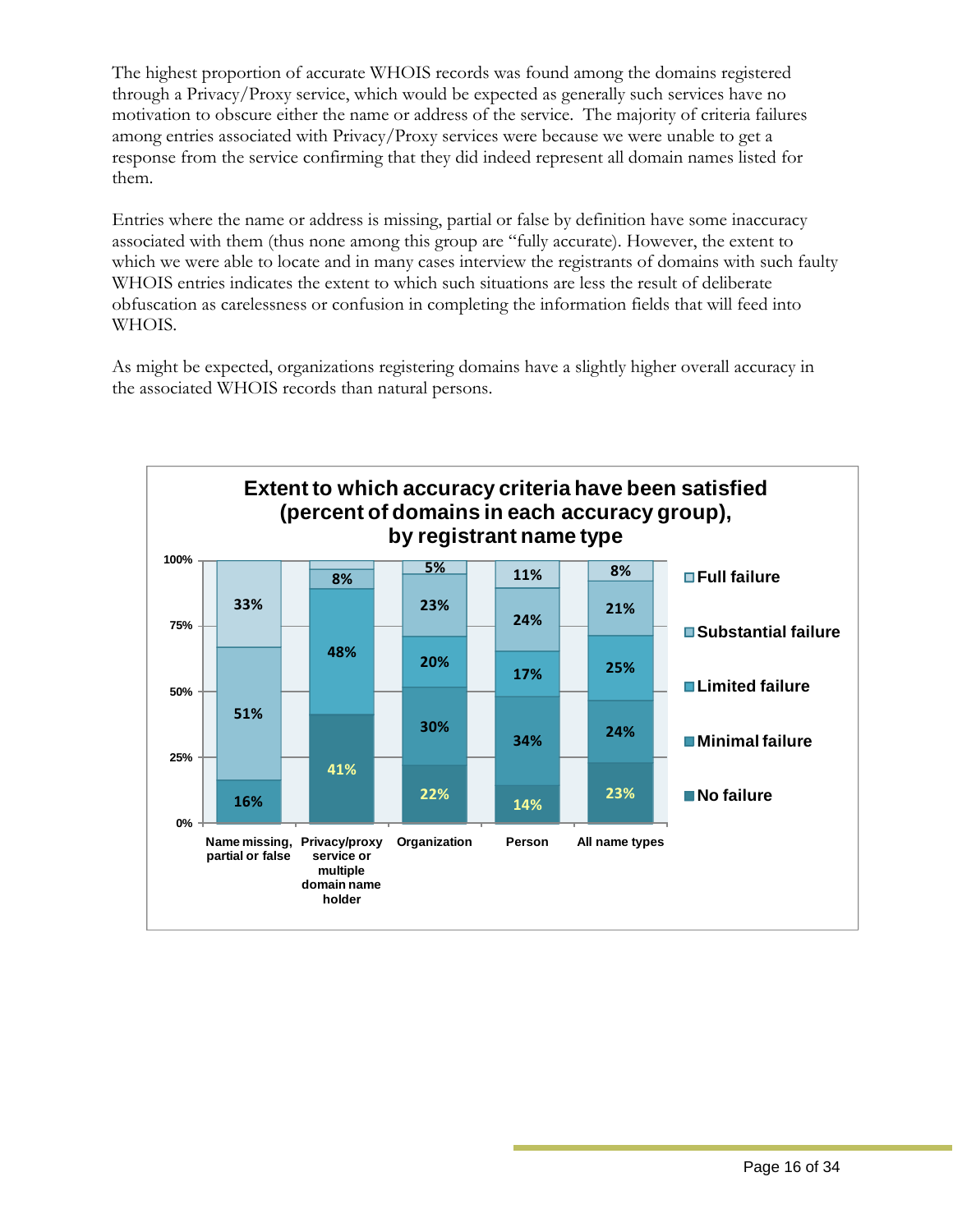The highest proportion of accurate WHOIS records was found among the domains registered through a Privacy/Proxy service, which would be expected as generally such services have no motivation to obscure either the name or address of the service. The majority of criteria failures among entries associated with Privacy/Proxy services were because we were unable to get a response from the service confirming that they did indeed represent all domain names listed for them.

Entries where the name or address is missing, partial or false by definition have some inaccuracy associated with them (thus none among this group are "fully accurate). However, the extent to which we were able to locate and in many cases interview the registrants of domains with such faulty WHOIS entries indicates the extent to which such situations are less the result of deliberate obfuscation as carelessness or confusion in completing the information fields that will feed into WHOIS.

As might be expected, organizations registering domains have a slightly higher overall accuracy in the associated WHOIS records than natural persons.

**Extent to which accuracy criteria have been satisfied (percent of domains in each accuracy group), by registrant name type**

| | Name missing, partial or false | Privacy/proxy service or multiple domain name holder | Organization | Person | All name types |
|---|---|---|---|---|---|
| Full failure | 33% | | 5% | 11% | 8% |
| Substantial failure | 51% | 8% | 23% | 24% | 21% |
| Limited failure | | 48% | 20% | 17% | 25% |
| Minimal failure | 16% | | 30% | 34% | 24% |
| No failure | | 41% | 22% | 14% | 23% |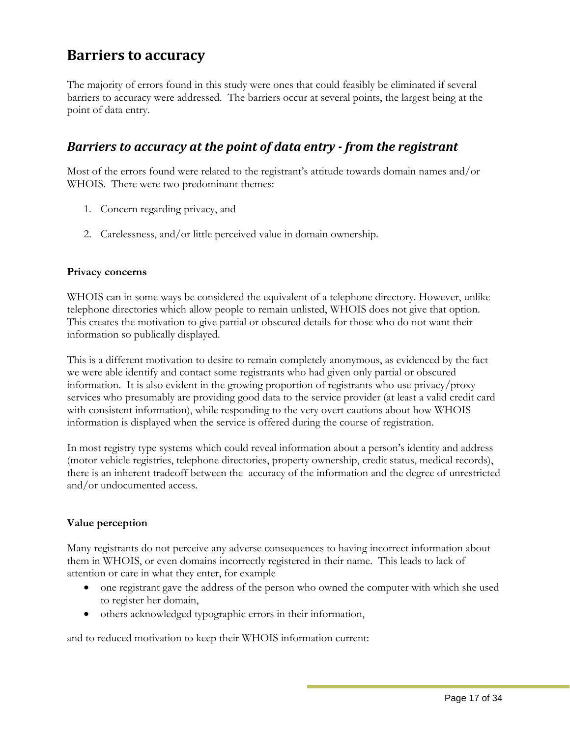## Barriers to accuracy

The majority of errors found in this study were ones that could feasibly be eliminated if several barriers to accuracy were addressed. The barriers occur at several points, the largest being at the point of data entry.

### *Barriers to accuracy at the point of data entry - from the registrant*

Most of the errors found were related to the registrant's attitude towards domain names and/or WHOIS. There were two predominant themes:

1. Concern regarding privacy, and

2. Carelessness, and/or little perceived value in domain ownership.

**Privacy concerns**

WHOIS can in some ways be considered the equivalent of a telephone directory. However, unlike telephone directories which allow people to remain unlisted, WHOIS does not give that option. This creates the motivation to give partial or obscured details for those who do not want their information so publically displayed.

This is a different motivation to desire to remain completely anonymous, as evidenced by the fact we were able identify and contact some registrants who had given only partial or obscured information. It is also evident in the growing proportion of registrants who use privacy/proxy services who presumably are providing good data to the service provider (at least a valid credit card with consistent information), while responding to the very overt cautions about how WHOIS information is displayed when the service is offered during the course of registration.

In most registry type systems which could reveal information about a person's identity and address (motor vehicle registries, telephone directories, property ownership, credit status, medical records), there is an inherent tradeoff between the accuracy of the information and the degree of unrestricted and/or undocumented access.

**Value perception**

Many registrants do not perceive any adverse consequences to having incorrect information about them in WHOIS, or even domains incorrectly registered in their name. This leads to lack of attention or care in what they enter, for example

- one registrant gave the address of the person who owned the computer with which she used to register her domain,
- others acknowledged typographic errors in their information,

and to reduced motivation to keep their WHOIS information current: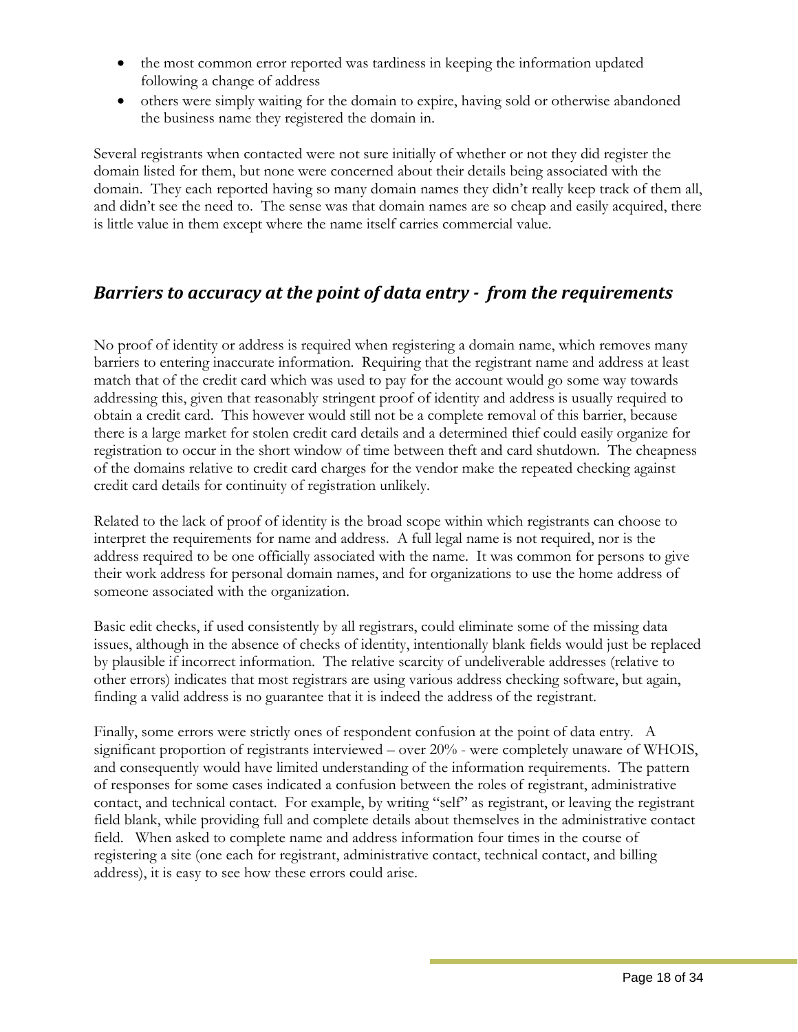- the most common error reported was tardiness in keeping the information updated following a change of address
- others were simply waiting for the domain to expire, having sold or otherwise abandoned the business name they registered the domain in.

Several registrants when contacted were not sure initially of whether or not they did register the domain listed for them, but none were concerned about their details being associated with the domain. They each reported having so many domain names they didn't really keep track of them all, and didn't see the need to. The sense was that domain names are so cheap and easily acquired, there is little value in them except where the name itself carries commercial value.

## *Barriers to accuracy at the point of data entry - from the requirements*

No proof of identity or address is required when registering a domain name, which removes many barriers to entering inaccurate information. Requiring that the registrant name and address at least match that of the credit card which was used to pay for the account would go some way towards addressing this, given that reasonably stringent proof of identity and address is usually required to obtain a credit card. This however would still not be a complete removal of this barrier, because there is a large market for stolen credit card details and a determined thief could easily organize for registration to occur in the short window of time between theft and card shutdown. The cheapness of the domains relative to credit card charges for the vendor make the repeated checking against credit card details for continuity of registration unlikely.

Related to the lack of proof of identity is the broad scope within which registrants can choose to interpret the requirements for name and address. A full legal name is not required, nor is the address required to be one officially associated with the name. It was common for persons to give their work address for personal domain names, and for organizations to use the home address of someone associated with the organization.

Basic edit checks, if used consistently by all registrars, could eliminate some of the missing data issues, although in the absence of checks of identity, intentionally blank fields would just be replaced by plausible if incorrect information. The relative scarcity of undeliverable addresses (relative to other errors) indicates that most registrars are using various address checking software, but again, finding a valid address is no guarantee that it is indeed the address of the registrant.

Finally, some errors were strictly ones of respondent confusion at the point of data entry. A significant proportion of registrants interviewed – over 20% - were completely unaware of WHOIS, and consequently would have limited understanding of the information requirements. The pattern of responses for some cases indicated a confusion between the roles of registrant, administrative contact, and technical contact. For example, by writing "self" as registrant, or leaving the registrant field blank, while providing full and complete details about themselves in the administrative contact field. When asked to complete name and address information four times in the course of registering a site (one each for registrant, administrative contact, technical contact, and billing address), it is easy to see how these errors could arise.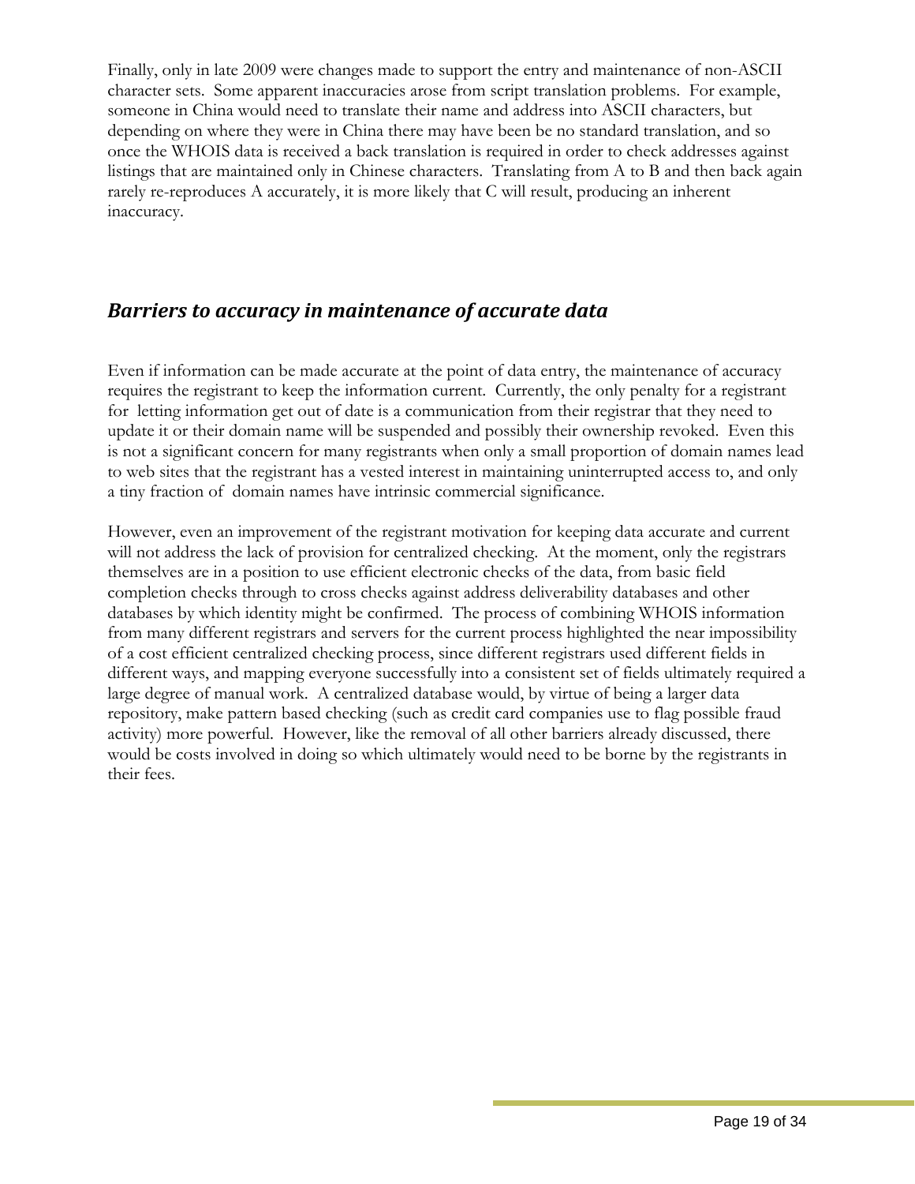Finally, only in late 2009 were changes made to support the entry and maintenance of non-ASCII character sets. Some apparent inaccuracies arose from script translation problems. For example, someone in China would need to translate their name and address into ASCII characters, but depending on where they were in China there may have been be no standard translation, and so once the WHOIS data is received a back translation is required in order to check addresses against listings that are maintained only in Chinese characters. Translating from A to B and then back again rarely re-reproduces A accurately, it is more likely that C will result, producing an inherent inaccuracy.

## *Barriers to accuracy in maintenance of accurate data*

Even if information can be made accurate at the point of data entry, the maintenance of accuracy requires the registrant to keep the information current. Currently, the only penalty for a registrant for letting information get out of date is a communication from their registrar that they need to update it or their domain name will be suspended and possibly their ownership revoked. Even this is not a significant concern for many registrants when only a small proportion of domain names lead to web sites that the registrant has a vested interest in maintaining uninterrupted access to, and only a tiny fraction of domain names have intrinsic commercial significance.

However, even an improvement of the registrant motivation for keeping data accurate and current will not address the lack of provision for centralized checking. At the moment, only the registrars themselves are in a position to use efficient electronic checks of the data, from basic field completion checks through to cross checks against address deliverability databases and other databases by which identity might be confirmed. The process of combining WHOIS information from many different registrars and servers for the current process highlighted the near impossibility of a cost efficient centralized checking process, since different registrars used different fields in different ways, and mapping everyone successfully into a consistent set of fields ultimately required a large degree of manual work. A centralized database would, by virtue of being a larger data repository, make pattern based checking (such as credit card companies use to flag possible fraud activity) more powerful. However, like the removal of all other barriers already discussed, there would be costs involved in doing so which ultimately would need to be borne by the registrants in their fees.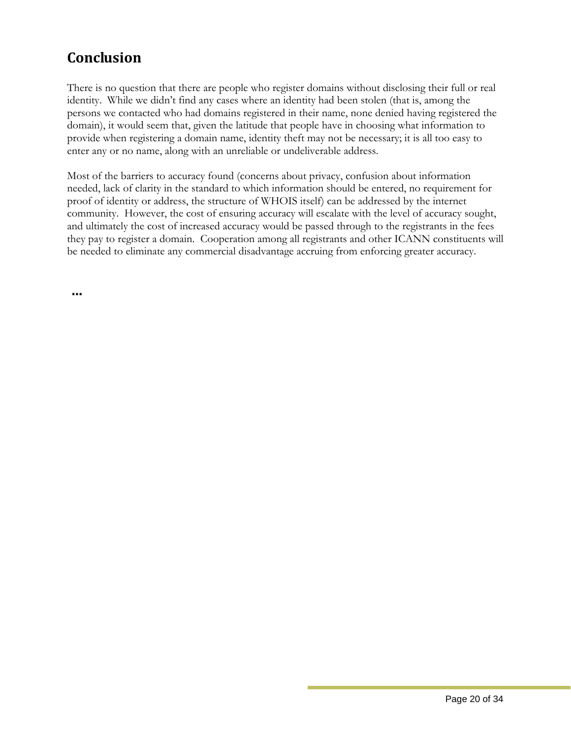## Conclusion

There is no question that there are people who register domains without disclosing their full or real identity. While we didn't find any cases where an identity had been stolen (that is, among the persons we contacted who had domains registered in their name, none denied having registered the domain), it would seem that, given the latitude that people have in choosing what information to provide when registering a domain name, identity theft may not be necessary; it is all too easy to enter any or no name, along with an unreliable or undeliverable address.

Most of the barriers to accuracy found (concerns about privacy, confusion about information needed, lack of clarity in the standard to which information should be entered, no requirement for proof of identity or address, the structure of WHOIS itself) can be addressed by the internet community. However, the cost of ensuring accuracy will escalate with the level of accuracy sought, and ultimately the cost of increased accuracy would be passed through to the registrants in the fees they pay to register a domain. Cooperation among all registrants and other ICANN constituents will be needed to eliminate any commercial disadvantage accruing from enforcing greater accuracy.

**...**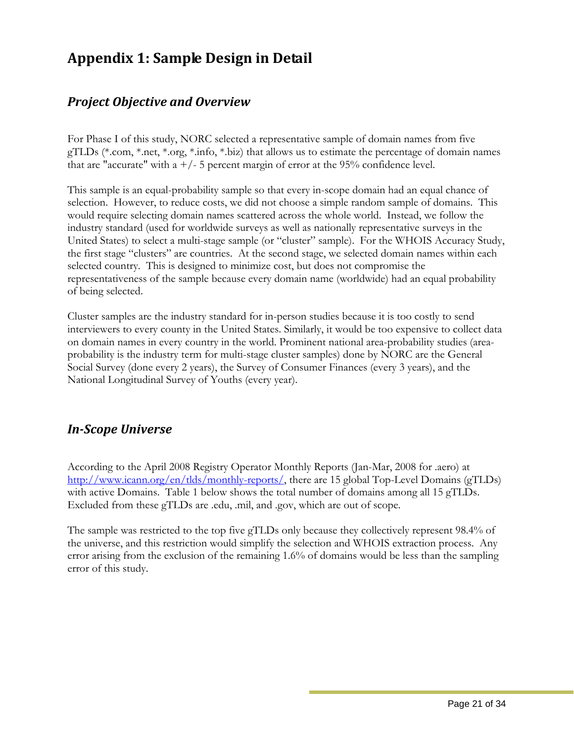# Appendix 1: Sample Design in Detail

## *Project Objective and Overview*

For Phase I of this study, NORC selected a representative sample of domain names from five gTLDs (*.com, *.net, *.org, *.info, *.biz) that allows us to estimate the percentage of domain names that are "accurate" with a +/- 5 percent margin of error at the 95% confidence level.

This sample is an equal-probability sample so that every in-scope domain had an equal chance of selection. However, to reduce costs, we did not choose a simple random sample of domains. This would require selecting domain names scattered across the whole world. Instead, we follow the industry standard (used for worldwide surveys as well as nationally representative surveys in the United States) to select a multi-stage sample (or "cluster" sample). For the WHOIS Accuracy Study, the first stage "clusters" are countries. At the second stage, we selected domain names within each selected country. This is designed to minimize cost, but does not compromise the representativeness of the sample because every domain name (worldwide) had an equal probability of being selected.

Cluster samples are the industry standard for in-person studies because it is too costly to send interviewers to every county in the United States. Similarly, it would be too expensive to collect data on domain names in every country in the world. Prominent national area-probability studies (area-probability is the industry term for multi-stage cluster samples) done by NORC are the General Social Survey (done every 2 years), the Survey of Consumer Finances (every 3 years), and the National Longitudinal Survey of Youths (every year).

## *In-Scope Universe*

According to the April 2008 Registry Operator Monthly Reports (Jan-Mar, 2008 for .aero) at [http://www.icann.org/en/tlds/monthly-reports/](http://www.icann.org/en/tlds/monthly-reports/), there are 15 global Top-Level Domains (gTLDs) with active Domains. Table 1 below shows the total number of domains among all 15 gTLDs. Excluded from these gTLDs are .edu, .mil, and .gov, which are out of scope.

The sample was restricted to the top five gTLDs only because they collectively represent 98.4% of the universe, and this restriction would simplify the selection and WHOIS extraction process. Any error arising from the exclusion of the remaining 1.6% of domains would be less than the sampling error of this study.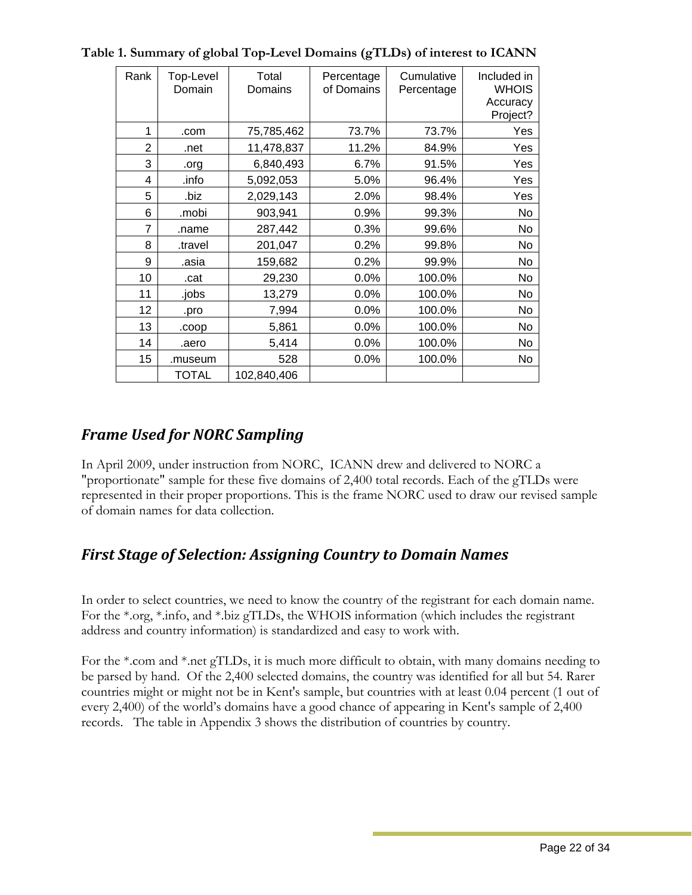**Table 1. Summary of global Top-Level Domains (gTLDs) of interest to ICANN**

| Rank | Top-Level Domain | Total Domains | Percentage of Domains | Cumulative Percentage | Included in WHOIS Accuracy Project? |
|---|---|---|---|---|---|
| 1 | .com | 75,785,462 | 73.7% | 73.7% | Yes |
| 2 | .net | 11,478,837 | 11.2% | 84.9% | Yes |
| 3 | .org | 6,840,493 | 6.7% | 91.5% | Yes |
| 4 | .info | 5,092,053 | 5.0% | 96.4% | Yes |
| 5 | .biz | 2,029,143 | 2.0% | 98.4% | Yes |
| 6 | .mobi | 903,941 | 0.9% | 99.3% | No |
| 7 | .name | 287,442 | 0.3% | 99.6% | No |
| 8 | .travel | 201,047 | 0.2% | 99.8% | No |
| 9 | .asia | 159,682 | 0.2% | 99.9% | No |
| 10 | .cat | 29,230 | 0.0% | 100.0% | No |
| 11 | .jobs | 13,279 | 0.0% | 100.0% | No |
| 12 | .pro | 7,994 | 0.0% | 100.0% | No |
| 13 | .coop | 5,861 | 0.0% | 100.0% | No |
| 14 | .aero | 5,414 | 0.0% | 100.0% | No |
| 15 | .museum | 528 | 0.0% | 100.0% | No |
| | TOTAL | 102,840,406 | | | |

## *Frame Used for NORC Sampling*

In April 2009, under instruction from NORC, ICANN drew and delivered to NORC a "proportionate" sample for these five domains of 2,400 total records. Each of the gTLDs were represented in their proper proportions. This is the frame NORC used to draw our revised sample of domain names for data collection.

## *First Stage of Selection: Assigning Country to Domain Names*

In order to select countries, we need to know the country of the registrant for each domain name. For the *.org, *.info, and *.biz gTLDs, the WHOIS information (which includes the registrant address and country information) is standardized and easy to work with.

For the *.com and *.net gTLDs, it is much more difficult to obtain, with many domains needing to be parsed by hand. Of the 2,400 selected domains, the country was identified for all but 54. Rarer countries might or might not be in Kent's sample, but countries with at least 0.04 percent (1 out of every 2,400) of the world's domains have a good chance of appearing in Kent's sample of 2,400 records. The table in Appendix 3 shows the distribution of countries by country.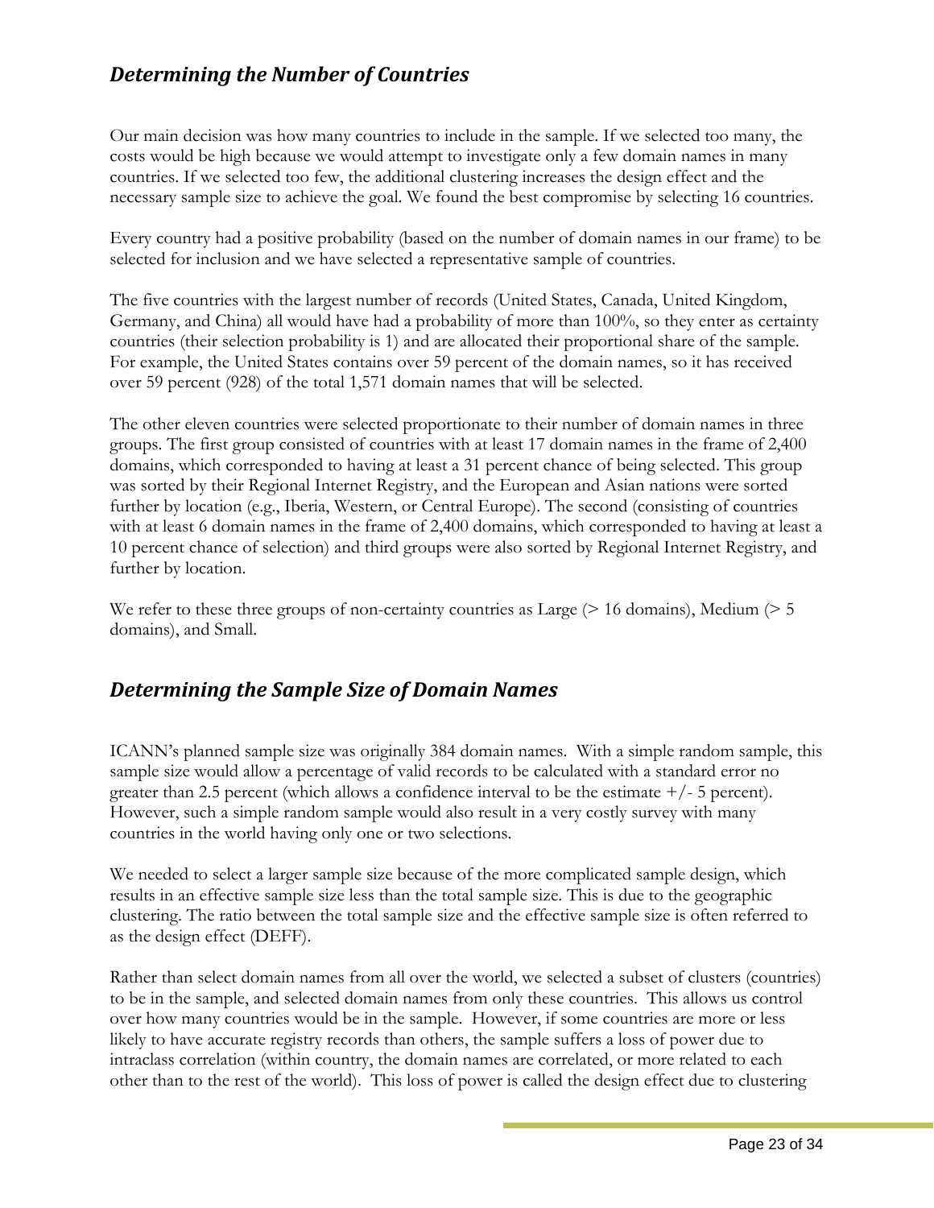## *Determining the Number of Countries*

Our main decision was how many countries to include in the sample. If we selected too many, the costs would be high because we would attempt to investigate only a few domain names in many countries. If we selected too few, the additional clustering increases the design effect and the necessary sample size to achieve the goal. We found the best compromise by selecting 16 countries.

Every country had a positive probability (based on the number of domain names in our frame) to be selected for inclusion and we have selected a representative sample of countries.

The five countries with the largest number of records (United States, Canada, United Kingdom, Germany, and China) all would have had a probability of more than 100%, so they enter as certainty countries (their selection probability is 1) and are allocated their proportional share of the sample. For example, the United States contains over 59 percent of the domain names, so it has received over 59 percent (928) of the total 1,571 domain names that will be selected.

The other eleven countries were selected proportionate to their number of domain names in three groups. The first group consisted of countries with at least 17 domain names in the frame of 2,400 domains, which corresponded to having at least a 31 percent chance of being selected. This group was sorted by their Regional Internet Registry, and the European and Asian nations were sorted further by location (e.g., Iberia, Western, or Central Europe). The second (consisting of countries with at least 6 domain names in the frame of 2,400 domains, which corresponded to having at least a 10 percent chance of selection) and third groups were also sorted by Regional Internet Registry, and further by location.

We refer to these three groups of non-certainty countries as Large (> 16 domains), Medium (> 5 domains), and Small.

## *Determining the Sample Size of Domain Names*

ICANN's planned sample size was originally 384 domain names. With a simple random sample, this sample size would allow a percentage of valid records to be calculated with a standard error no greater than 2.5 percent (which allows a confidence interval to be the estimate +/- 5 percent). However, such a simple random sample would also result in a very costly survey with many countries in the world having only one or two selections.

We needed to select a larger sample size because of the more complicated sample design, which results in an effective sample size less than the total sample size. This is due to the geographic clustering. The ratio between the total sample size and the effective sample size is often referred to as the design effect (DEFF).

Rather than select domain names from all over the world, we selected a subset of clusters (countries) to be in the sample, and selected domain names from only these countries. This allows us control over how many countries would be in the sample. However, if some countries are more or less likely to have accurate registry records than others, the sample suffers a loss of power due to intraclass correlation (within country, the domain names are correlated, or more related to each other than to the rest of the world). This loss of power is called the design effect due to clustering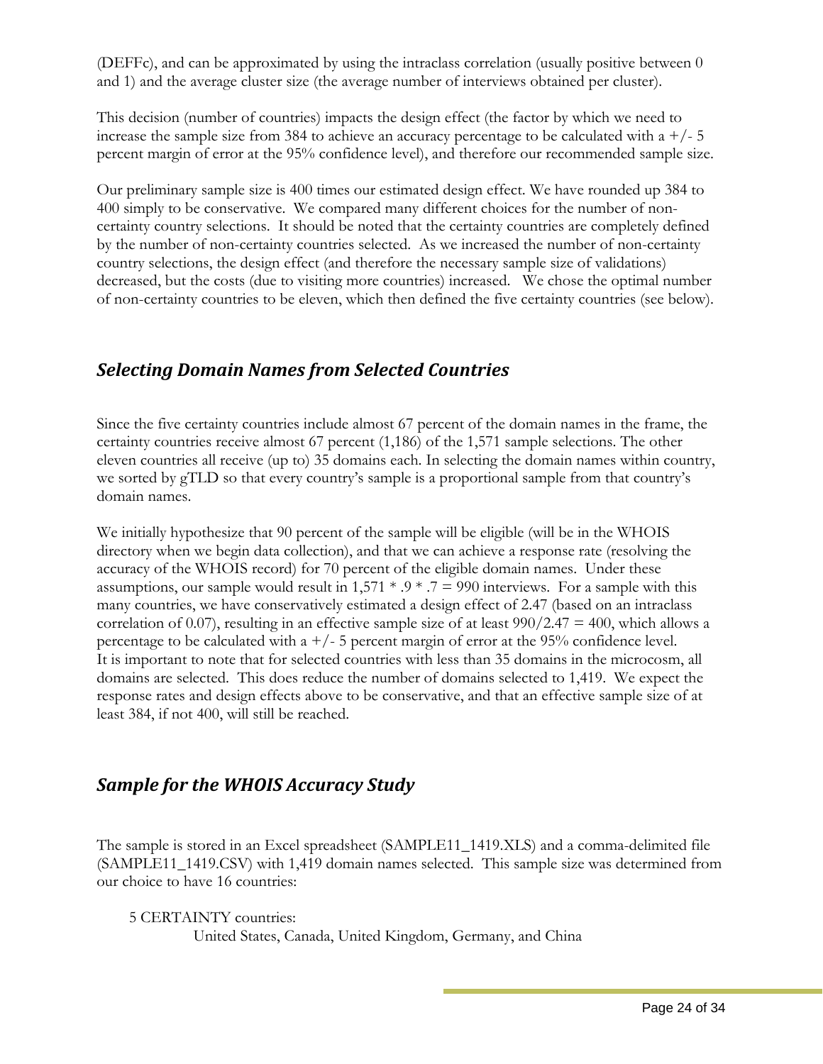(DEFFc), and can be approximated by using the intraclass correlation (usually positive between 0 and 1) and the average cluster size (the average number of interviews obtained per cluster).

This decision (number of countries) impacts the design effect (the factor by which we need to increase the sample size from 384 to achieve an accuracy percentage to be calculated with a +/- 5 percent margin of error at the 95% confidence level), and therefore our recommended sample size.

Our preliminary sample size is 400 times our estimated design effect. We have rounded up 384 to 400 simply to be conservative. We compared many different choices for the number of non-certainty country selections. It should be noted that the certainty countries are completely defined by the number of non-certainty countries selected. As we increased the number of non-certainty country selections, the design effect (and therefore the necessary sample size of validations) decreased, but the costs (due to visiting more countries) increased. We chose the optimal number of non-certainty countries to be eleven, which then defined the five certainty countries (see below).

## *Selecting Domain Names from Selected Countries*

Since the five certainty countries include almost 67 percent of the domain names in the frame, the certainty countries receive almost 67 percent (1,186) of the 1,571 sample selections. The other eleven countries all receive (up to) 35 domains each. In selecting the domain names within country, we sorted by gTLD so that every country's sample is a proportional sample from that country's domain names.

We initially hypothesize that 90 percent of the sample will be eligible (will be in the WHOIS directory when we begin data collection), and that we can achieve a response rate (resolving the accuracy of the WHOIS record) for 70 percent of the eligible domain names. Under these assumptions, our sample would result in $1{,}571 * .9 * .7 = 990$ interviews. For a sample with this many countries, we have conservatively estimated a design effect of 2.47 (based on an intraclass correlation of 0.07), resulting in an effective sample size of at least $990/2.47 = 400$, which allows a percentage to be calculated with a +/- 5 percent margin of error at the 95% confidence level. It is important to note that for selected countries with less than 35 domains in the microcosm, all domains are selected. This does reduce the number of domains selected to 1,419. We expect the response rates and design effects above to be conservative, and that an effective sample size of at least 384, if not 400, will still be reached.

## *Sample for the WHOIS Accuracy Study*

The sample is stored in an Excel spreadsheet (SAMPLE11_1419.XLS) and a comma-delimited file (SAMPLE11_1419.CSV) with 1,419 domain names selected. This sample size was determined from our choice to have 16 countries:

5 CERTAINTY countries:

United States, Canada, United Kingdom, Germany, and China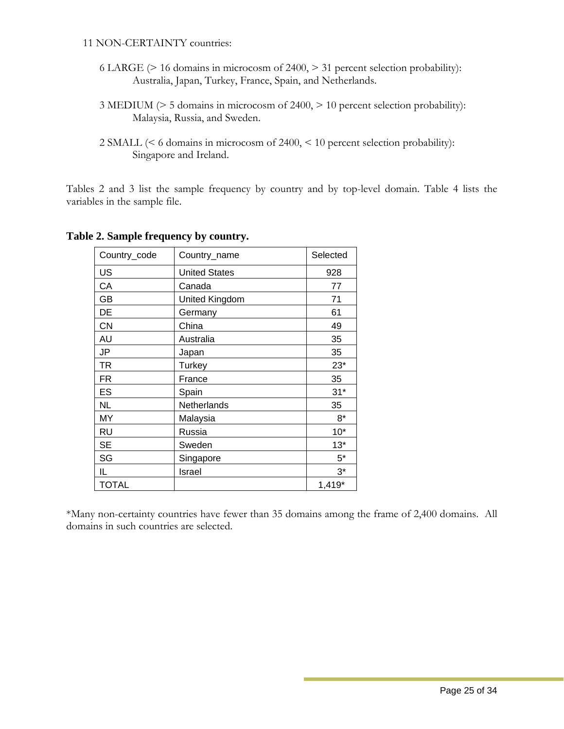11 NON-CERTAINTY countries:

6 LARGE (> 16 domains in microcosm of 2400, > 31 percent selection probability):
Australia, Japan, Turkey, France, Spain, and Netherlands.

3 MEDIUM (> 5 domains in microcosm of 2400, > 10 percent selection probability):
Malaysia, Russia, and Sweden.

2 SMALL (< 6 domains in microcosm of 2400, < 10 percent selection probability):
Singapore and Ireland.

Tables 2 and 3 list the sample frequency by country and by top-level domain. Table 4 lists the variables in the sample file.

**Table 2. Sample frequency by country.**

| Country_code | Country_name | Selected |
|---|---|---|
| US | United States | 928 |
| CA | Canada | 77 |
| GB | United Kingdom | 71 |
| DE | Germany | 61 |
| CN | China | 49 |
| AU | Australia | 35 |
| JP | Japan | 35 |
| TR | Turkey | 23* |
| FR | France | 35 |
| ES | Spain | 31* |
| NL | Netherlands | 35 |
| MY | Malaysia | 8* |
| RU | Russia | 10* |
| SE | Sweden | 13* |
| SG | Singapore | 5* |
| IL | Israel | 3* |
| TOTAL | | 1,419* |

*Many non-certainty countries have fewer than 35 domains among the frame of 2,400 domains. All domains in such countries are selected.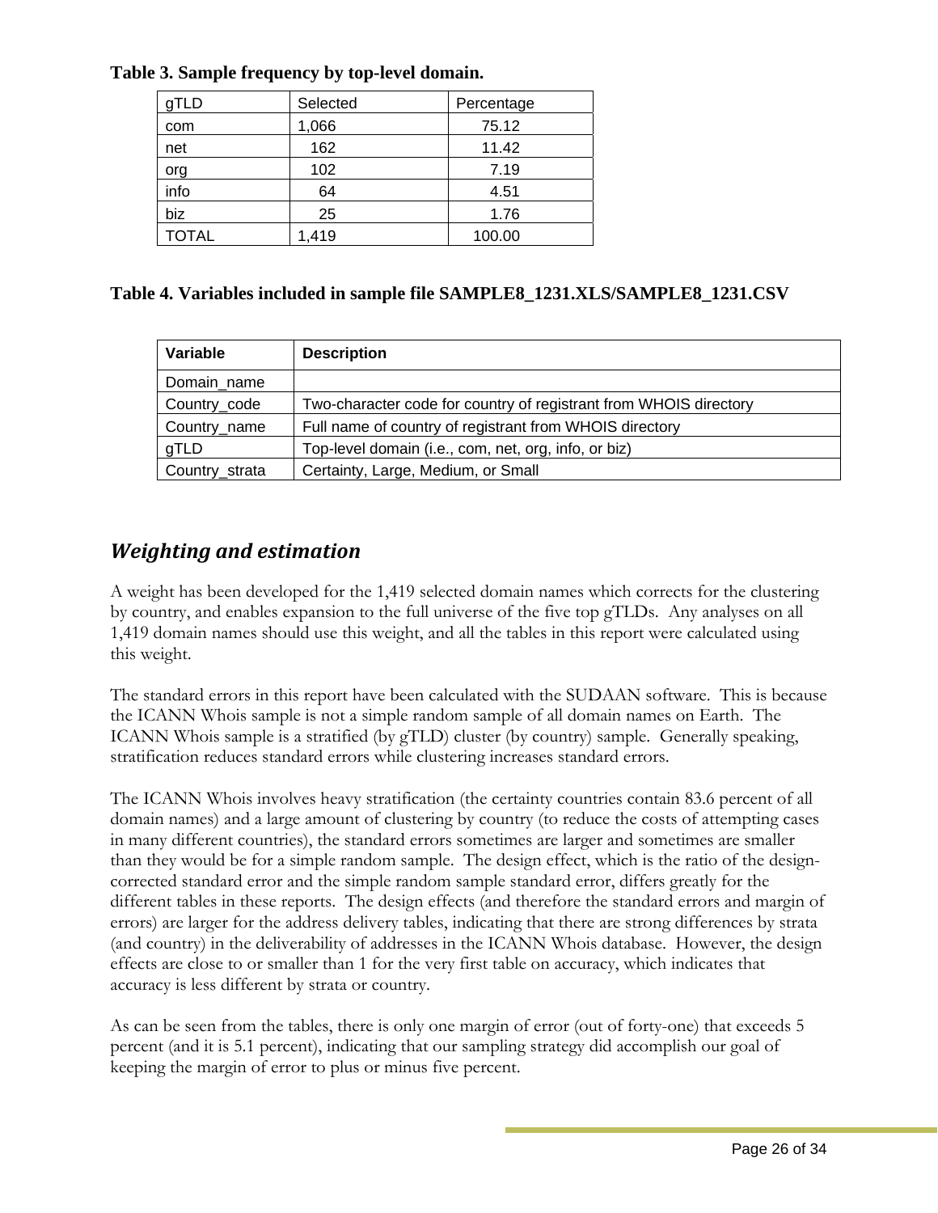**Table 3. Sample frequency by top-level domain.**

| gTLD | Selected | Percentage |
|---|---|---|
| com | 1,066 | 75.12 |
| net | 162 | 11.42 |
| org | 102 | 7.19 |
| info | 64 | 4.51 |
| biz | 25 | 1.76 |
| TOTAL | 1,419 | 100.00 |

**Table 4. Variables included in sample file SAMPLE8_1231.XLS/SAMPLE8_1231.CSV**

| Variable | Description |
|---|---|
| Domain_name | |
| Country_code | Two-character code for country of registrant from WHOIS directory |
| Country_name | Full name of country of registrant from WHOIS directory |
| gTLD | Top-level domain (i.e., com, net, org, info, or biz) |
| Country_strata | Certainty, Large, Medium, or Small |

## *Weighting and estimation*

A weight has been developed for the 1,419 selected domain names which corrects for the clustering by country, and enables expansion to the full universe of the five top gTLDs. Any analyses on all 1,419 domain names should use this weight, and all the tables in this report were calculated using this weight.

The standard errors in this report have been calculated with the SUDAAN software. This is because the ICANN Whois sample is not a simple random sample of all domain names on Earth. The ICANN Whois sample is a stratified (by gTLD) cluster (by country) sample. Generally speaking, stratification reduces standard errors while clustering increases standard errors.

The ICANN Whois involves heavy stratification (the certainty countries contain 83.6 percent of all domain names) and a large amount of clustering by country (to reduce the costs of attempting cases in many different countries), the standard errors sometimes are larger and sometimes are smaller than they would be for a simple random sample. The design effect, which is the ratio of the design-corrected standard error and the simple random sample standard error, differs greatly for the different tables in these reports. The design effects (and therefore the standard errors and margin of errors) are larger for the address delivery tables, indicating that there are strong differences by strata (and country) in the deliverability of addresses in the ICANN Whois database. However, the design effects are close to or smaller than 1 for the very first table on accuracy, which indicates that accuracy is less different by strata or country.

As can be seen from the tables, there is only one margin of error (out of forty-one) that exceeds 5 percent (and it is 5.1 percent), indicating that our sampling strategy did accomplish our goal of keeping the margin of error to plus or minus five percent.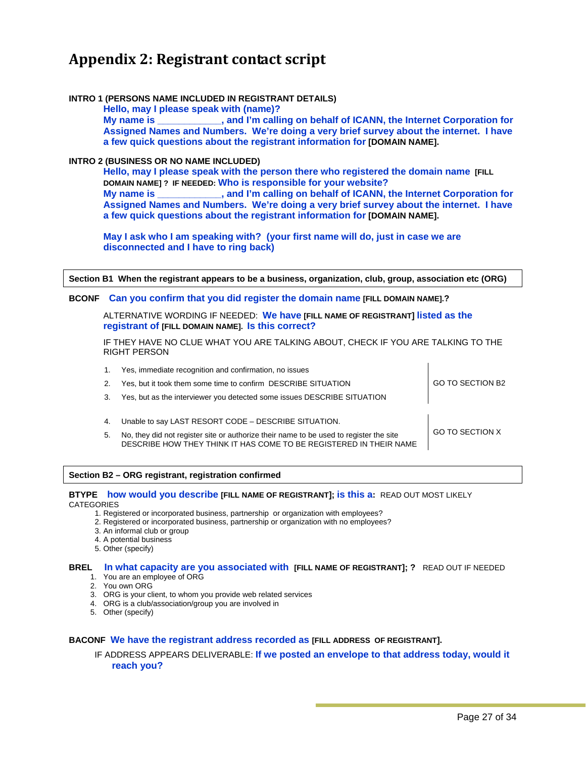# Appendix 2: Registrant contact script

**INTRO 1 (PERSONS NAME INCLUDED IN REGISTRANT DETAILS)**

> **Hello, may I please speak with (name)?**
> **My name is ____________, and I'm calling on behalf of ICANN, the Internet Corporation for Assigned Names and Numbers. We're doing a very brief survey about the internet. I have a few quick questions about the registrant information for [DOMAIN NAME].**

**INTRO 2 (BUSINESS OR NO NAME INCLUDED)**

> **Hello, may I please speak with the person there who registered the domain name [FILL DOMAIN NAME] ? IF NEEDED: Who is responsible for your website?**
> **My name is ____________, and I'm calling on behalf of ICANN, the Internet Corporation for Assigned Names and Numbers. We're doing a very brief survey about the internet. I have a few quick questions about the registrant information for [DOMAIN NAME].**
>
> **May I ask who I am speaking with? (your first name will do, just in case we are disconnected and I have to ring back)**

---

**Section B1 When the registrant appears to be a business, organization, club, group, association etc (ORG)**

---

**BCONF Can you confirm that you did register the domain name [FILL DOMAIN NAME].?**

ALTERNATIVE WORDING IF NEEDED: **We have [FILL NAME OF REGISTRANT] listed as the registrant of [FILL DOMAIN NAME]. Is this correct?**

IF THEY HAVE NO CLUE WHAT YOU ARE TALKING ABOUT, CHECK IF YOU ARE TALKING TO THE RIGHT PERSON

1. Yes, immediate recognition and confirmation, no issues
2. Yes, but it took them some time to confirm DESCRIBE SITUATION
3. Yes, but as the interviewer you detected some issues DESCRIBE SITUATION

GO TO SECTION B2

4. Unable to say LAST RESORT CODE – DESCRIBE SITUATION.
5. No, they did not register site or authorize their name to be used to register the site DESCRIBE HOW THEY THINK IT HAS COME TO BE REGISTERED IN THEIR NAME

GO TO SECTION X

---

**Section B2 – ORG registrant, registration confirmed**

---

**BTYPE how would you describe [FILL NAME OF REGISTRANT]; is this a:** READ OUT MOST LIKELY CATEGORIES

1. Registered or incorporated business, partnership or organization with employees?
2. Registered or incorporated business, partnership or organization with no employees?
3. An informal club or group
4. A potential business
5. Other (specify)

**BREL In what capacity are you associated with [FILL NAME OF REGISTRANT]; ?** READ OUT IF NEEDED

1. You are an employee of ORG
2. You own ORG
3. ORG is your client, to whom you provide web related services
4. ORG is a club/association/group you are involved in
5. Other (specify)

**BACONF We have the registrant address recorded as [FILL ADDRESS OF REGISTRANT].**

IF ADDRESS APPEARS DELIVERABLE: **If we posted an envelope to that address today, would it reach you?**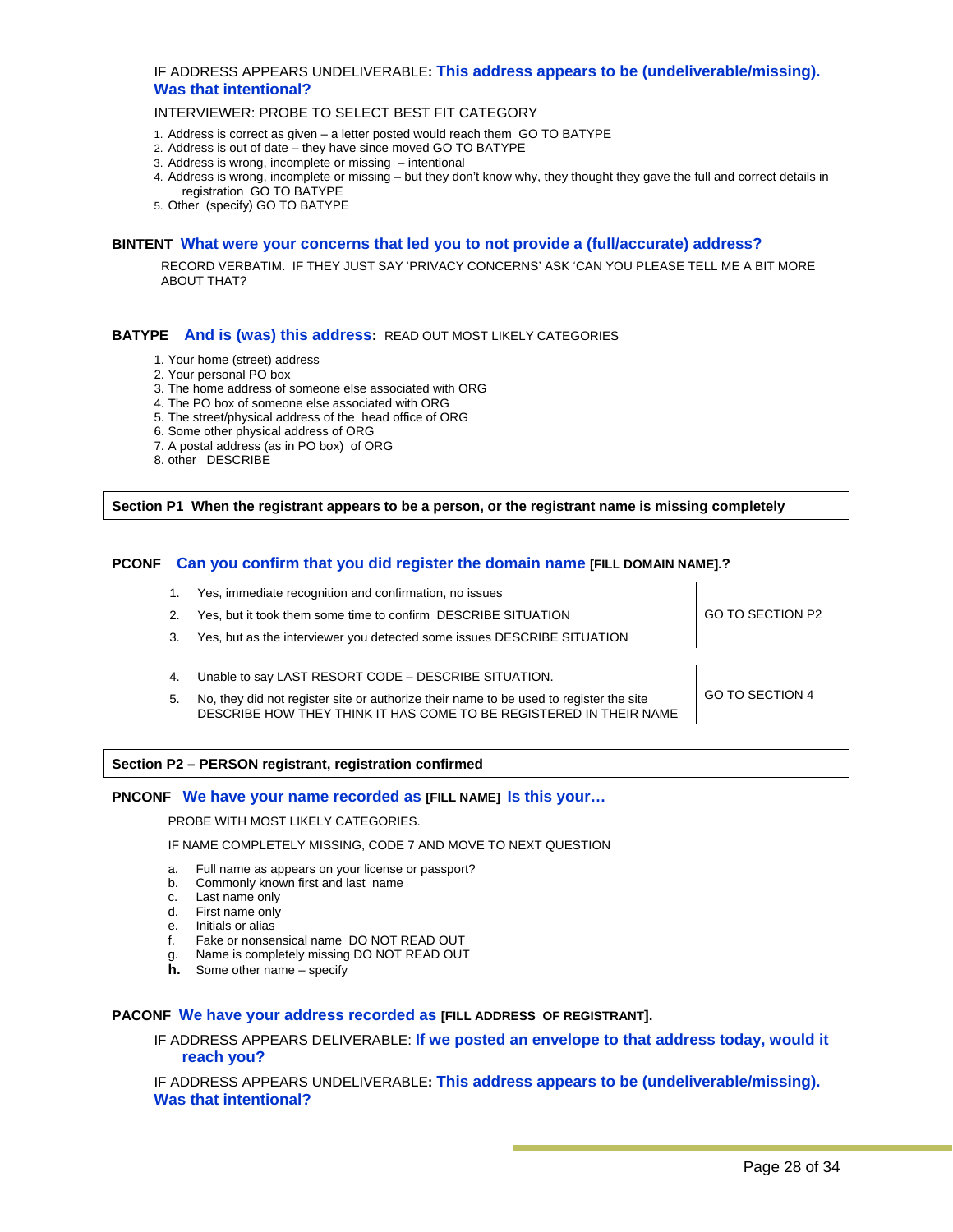IF ADDRESS APPEARS UNDELIVERABLE**: This address appears to be (undeliverable/missing). Was that intentional?**

INTERVIEWER: PROBE TO SELECT BEST FIT CATEGORY

1. Address is correct as given – a letter posted would reach them GO TO BATYPE
2. Address is out of date – they have since moved GO TO BATYPE
3. Address is wrong, incomplete or missing – intentional
4. Address is wrong, incomplete or missing – but they don't know why, they thought they gave the full and correct details in registration GO TO BATYPE
5. Other (specify) GO TO BATYPE

**BINTENT What were your concerns that led you to not provide a (full/accurate) address?**

RECORD VERBATIM. IF THEY JUST SAY 'PRIVACY CONCERNS' ASK 'CAN YOU PLEASE TELL ME A BIT MORE ABOUT THAT?

**BATYPE And is (was) this address:** READ OUT MOST LIKELY CATEGORIES

1. Your home (street) address
2. Your personal PO box
3. The home address of someone else associated with ORG
4. The PO box of someone else associated with ORG
5. The street/physical address of the head office of ORG
6. Some other physical address of ORG
7. A postal address (as in PO box) of ORG
8. other DESCRIBE

**Section P1 When the registrant appears to be a person, or the registrant name is missing completely**

**PCONF Can you confirm that you did register the domain name [FILL DOMAIN NAME].?**

| | | |
|---|---|---|
| 1. | Yes, immediate recognition and confirmation, no issues | GO TO SECTION P2 |
| 2. | Yes, but it took them some time to confirm DESCRIBE SITUATION | |
| 3. | Yes, but as the interviewer you detected some issues DESCRIBE SITUATION | |
| 4. | Unable to say LAST RESORT CODE – DESCRIBE SITUATION. | GO TO SECTION 4 |
| 5. | No, they did not register site or authorize their name to be used to register the site DESCRIBE HOW THEY THINK IT HAS COME TO BE REGISTERED IN THEIR NAME | |

**Section P2 – PERSON registrant, registration confirmed**

**PNCONF We have your name recorded as [FILL NAME] Is this your…**

PROBE WITH MOST LIKELY CATEGORIES.

IF NAME COMPLETELY MISSING, CODE 7 AND MOVE TO NEXT QUESTION

a. Full name as appears on your license or passport?
b. Commonly known first and last name
c. Last name only
d. First name only
e. Initials or alias
f. Fake or nonsensical name DO NOT READ OUT
g. Name is completely missing DO NOT READ OUT
h. Some other name – specify

**PACONF We have your address recorded as [FILL ADDRESS OF REGISTRANT].**

IF ADDRESS APPEARS DELIVERABLE: **If we posted an envelope to that address today, would it reach you?**

IF ADDRESS APPEARS UNDELIVERABLE**: This address appears to be (undeliverable/missing). Was that intentional?**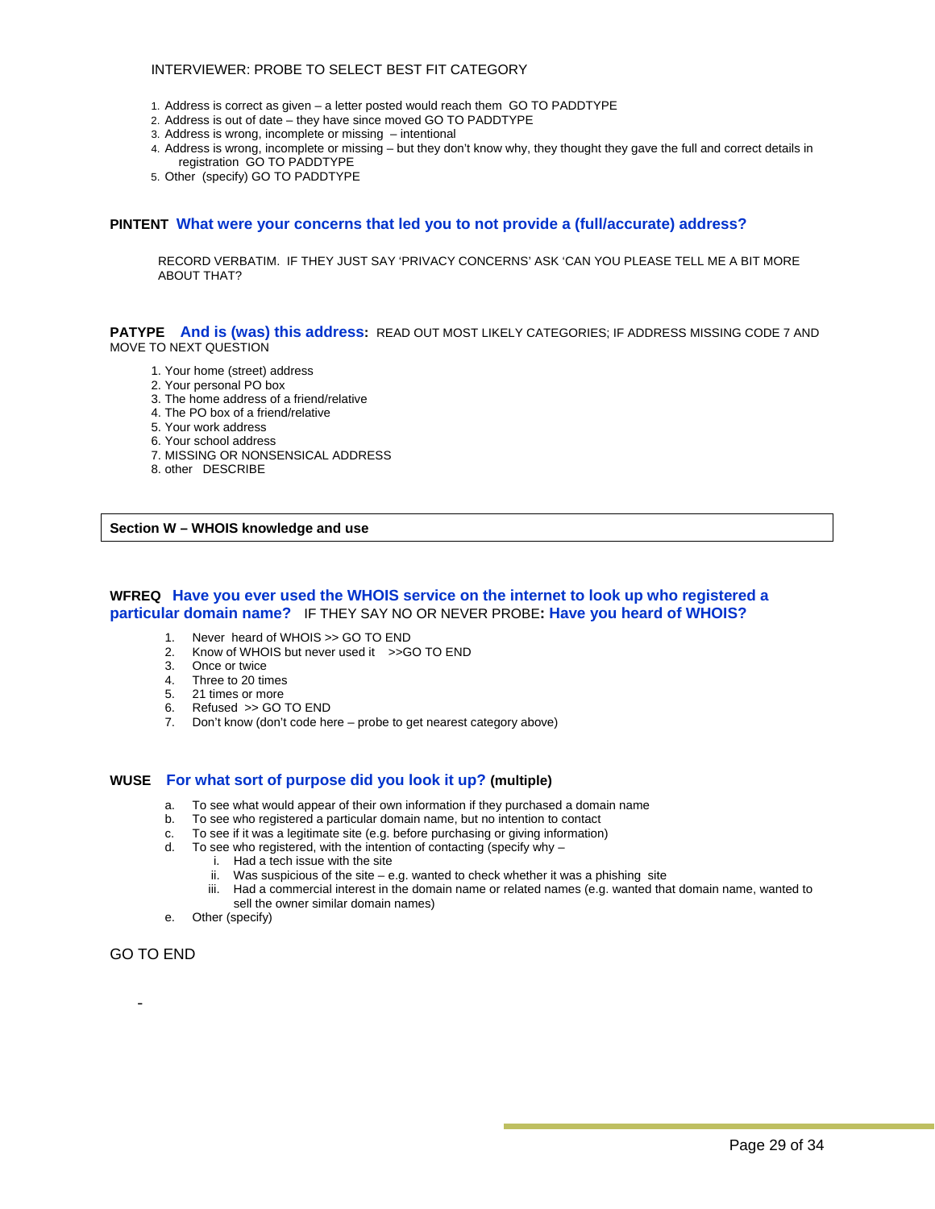INTERVIEWER: PROBE TO SELECT BEST FIT CATEGORY

1. Address is correct as given – a letter posted would reach them GO TO PADDTYPE
2. Address is out of date – they have since moved GO TO PADDTYPE
3. Address is wrong, incomplete or missing – intentional
4. Address is wrong, incomplete or missing – but they don't know why, they thought they gave the full and correct details in registration GO TO PADDTYPE
5. Other (specify) GO TO PADDTYPE

**PINTENT What were your concerns that led you to not provide a (full/accurate) address?**

RECORD VERBATIM. IF THEY JUST SAY 'PRIVACY CONCERNS' ASK 'CAN YOU PLEASE TELL ME A BIT MORE ABOUT THAT?

**PATYPE And is (was) this address:** READ OUT MOST LIKELY CATEGORIES; IF ADDRESS MISSING CODE 7 AND MOVE TO NEXT QUESTION

1. Your home (street) address
2. Your personal PO box
3. The home address of a friend/relative
4. The PO box of a friend/relative
5. Your work address
6. Your school address
7. MISSING OR NONSENSICAL ADDRESS
8. other DESCRIBE

## Section W – WHOIS knowledge and use

**WFREQ Have you ever used the WHOIS service on the internet to look up who registered a particular domain name?** IF THEY SAY NO OR NEVER PROBE**: Have you heard of WHOIS?**

1. Never heard of WHOIS >> GO TO END
2. Know of WHOIS but never used it >>GO TO END
3. Once or twice
4. Three to 20 times
5. 21 times or more
6. Refused >> GO TO END
7. Don't know (don't code here – probe to get nearest category above)

**WUSE For what sort of purpose did you look it up? (multiple)**

a. To see what would appear of their own information if they purchased a domain name
b. To see who registered a particular domain name, but no intention to contact
c. To see if it was a legitimate site (e.g. before purchasing or giving information)
d. To see who registered, with the intention of contacting (specify why –
   i. Had a tech issue with the site
   ii. Was suspicious of the site – e.g. wanted to check whether it was a phishing site
   iii. Had a commercial interest in the domain name or related names (e.g. wanted that domain name, wanted to sell the owner similar domain names)
e. Other (specify)

GO TO END

-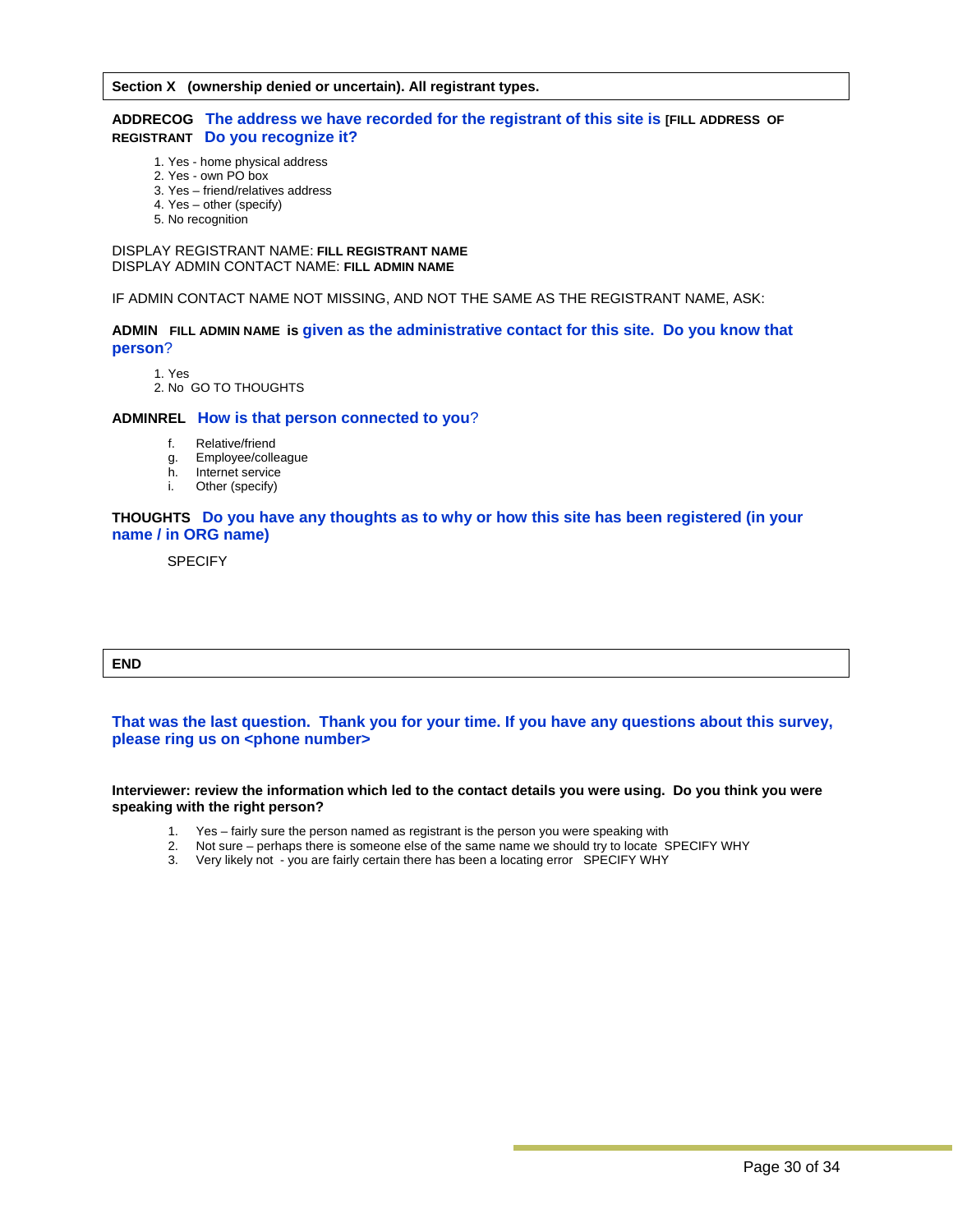**Section X (ownership denied or uncertain). All registrant types.**

**ADDRECOG** **The address we have recorded for the registrant of this site is [FILL ADDRESS OF REGISTRANT Do you recognize it?**

1. Yes - home physical address
2. Yes - own PO box
3. Yes – friend/relatives address
4. Yes – other (specify)
5. No recognition

DISPLAY REGISTRANT NAME: **FILL REGISTRANT NAME**
DISPLAY ADMIN CONTACT NAME: **FILL ADMIN NAME**

IF ADMIN CONTACT NAME NOT MISSING, AND NOT THE SAME AS THE REGISTRANT NAME, ASK:

**ADMIN FILL ADMIN NAME is given as the administrative contact for this site. Do you know that person?**

1. Yes
2. No GO TO THOUGHTS

**ADMINREL How is that person connected to you?**

f. Relative/friend
g. Employee/colleague
h. Internet service
i. Other (specify)

**THOUGHTS Do you have any thoughts as to why or how this site has been registered (in your name / in ORG name)**

SPECIFY

**END**

**That was the last question. Thank you for your time. If you have any questions about this survey, please ring us on <phone number>**

**Interviewer: review the information which led to the contact details you were using. Do you think you were speaking with the right person?**

1. Yes – fairly sure the person named as registrant is the person you were speaking with
2. Not sure – perhaps there is someone else of the same name we should try to locate SPECIFY WHY
3. Very likely not - you are fairly certain there has been a locating error SPECIFY WHY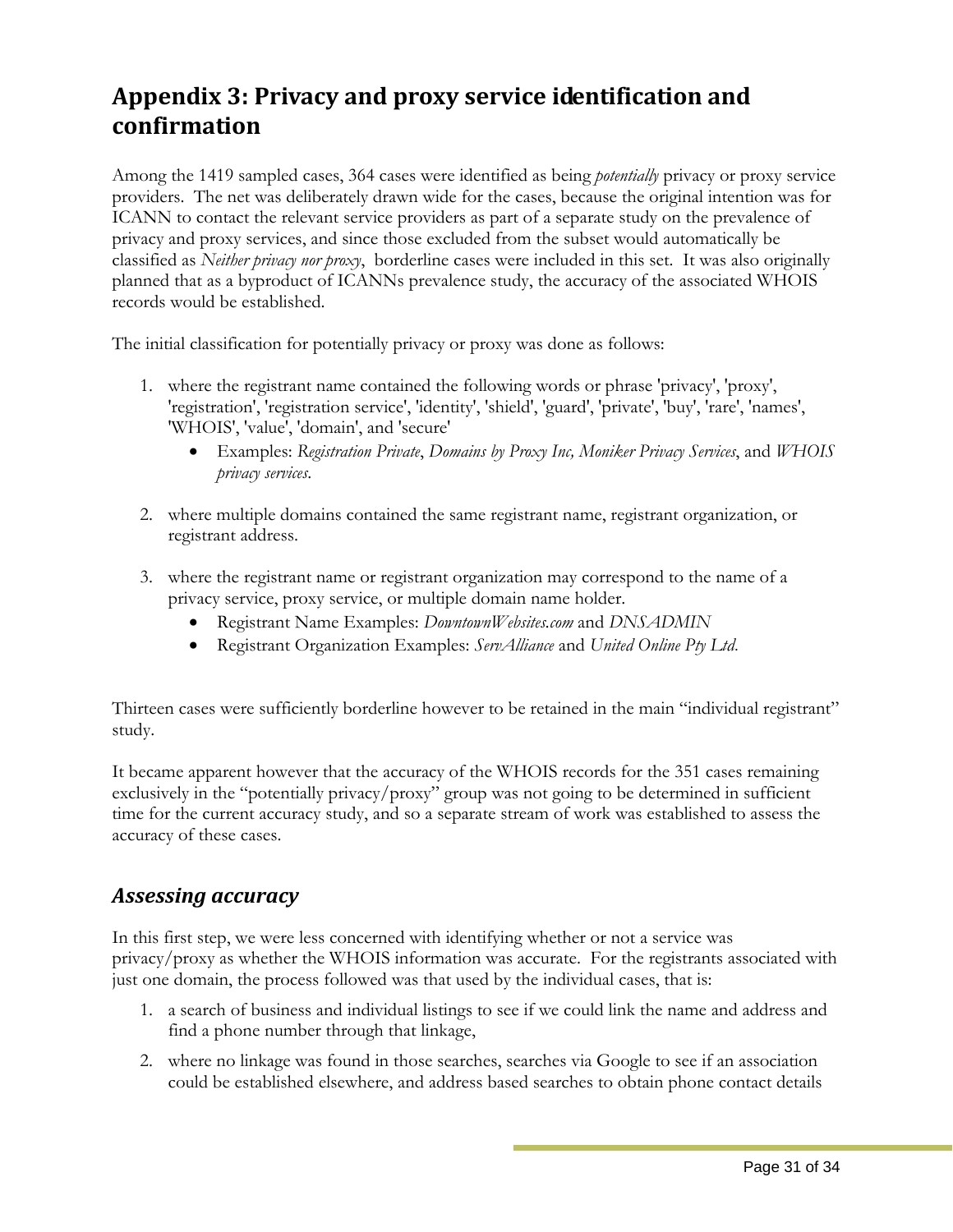# Appendix 3: Privacy and proxy service identification and confirmation

Among the 1419 sampled cases, 364 cases were identified as being *potentially* privacy or proxy service providers. The net was deliberately drawn wide for the cases, because the original intention was for ICANN to contact the relevant service providers as part of a separate study on the prevalence of privacy and proxy services, and since those excluded from the subset would automatically be classified as *Neither privacy nor proxy*, borderline cases were included in this set. It was also originally planned that as a byproduct of ICANNs prevalence study, the accuracy of the associated WHOIS records would be established.

The initial classification for potentially privacy or proxy was done as follows:

1. where the registrant name contained the following words or phrase 'privacy', 'proxy', 'registration', 'registration service', 'identity', 'shield', 'guard', 'private', 'buy', 'rare', 'names', 'WHOIS', 'value', 'domain', and 'secure'
   - Examples: *Registration Private*, *Domains by Proxy Inc, Moniker Privacy Services*, and *WHOIS privacy services*.

2. where multiple domains contained the same registrant name, registrant organization, or registrant address.

3. where the registrant name or registrant organization may correspond to the name of a privacy service, proxy service, or multiple domain name holder.
   - Registrant Name Examples: *DowntownWebsites.com* and *DNSADMIN*
   - Registrant Organization Examples: *ServAlliance* and *United Online Pty Ltd*.

Thirteen cases were sufficiently borderline however to be retained in the main "individual registrant" study.

It became apparent however that the accuracy of the WHOIS records for the 351 cases remaining exclusively in the "potentially privacy/proxy" group was not going to be determined in sufficient time for the current accuracy study, and so a separate stream of work was established to assess the accuracy of these cases.

## *Assessing accuracy*

In this first step, we were less concerned with identifying whether or not a service was privacy/proxy as whether the WHOIS information was accurate. For the registrants associated with just one domain, the process followed was that used by the individual cases, that is:

1. a search of business and individual listings to see if we could link the name and address and find a phone number through that linkage,

2. where no linkage was found in those searches, searches via Google to see if an association could be established elsewhere, and address based searches to obtain phone contact details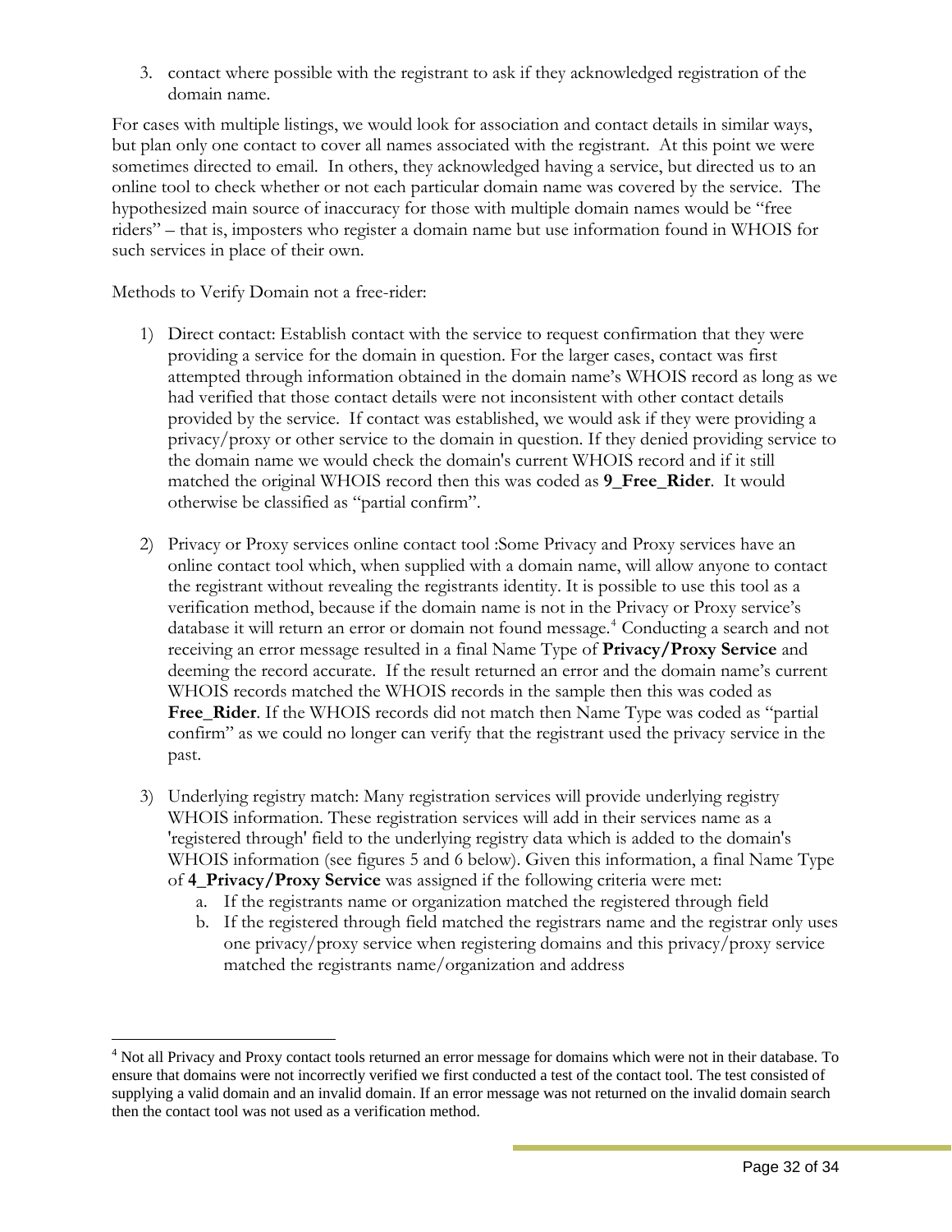3. contact where possible with the registrant to ask if they acknowledged registration of the domain name.

For cases with multiple listings, we would look for association and contact details in similar ways, but plan only one contact to cover all names associated with the registrant. At this point we were sometimes directed to email. In others, they acknowledged having a service, but directed us to an online tool to check whether or not each particular domain name was covered by the service. The hypothesized main source of inaccuracy for those with multiple domain names would be "free riders" – that is, imposters who register a domain name but use information found in WHOIS for such services in place of their own.

Methods to Verify Domain not a free-rider:

1) Direct contact: Establish contact with the service to request confirmation that they were providing a service for the domain in question. For the larger cases, contact was first attempted through information obtained in the domain name's WHOIS record as long as we had verified that those contact details were not inconsistent with other contact details provided by the service. If contact was established, we would ask if they were providing a privacy/proxy or other service to the domain in question. If they denied providing service to the domain name we would check the domain's current WHOIS record and if it still matched the original WHOIS record then this was coded as **9_Free_Rider**. It would otherwise be classified as "partial confirm".

2) Privacy or Proxy services online contact tool :Some Privacy and Proxy services have an online contact tool which, when supplied with a domain name, will allow anyone to contact the registrant without revealing the registrants identity. It is possible to use this tool as a verification method, because if the domain name is not in the Privacy or Proxy service's database it will return an error or domain not found message.[4] Conducting a search and not receiving an error message resulted in a final Name Type of **Privacy/Proxy Service** and deeming the record accurate. If the result returned an error and the domain name's current WHOIS records matched the WHOIS records in the sample then this was coded as **Free_Rider**. If the WHOIS records did not match then Name Type was coded as "partial confirm" as we could no longer can verify that the registrant used the privacy service in the past.

3) Underlying registry match: Many registration services will provide underlying registry WHOIS information. These registration services will add in their services name as a 'registered through' field to the underlying registry data which is added to the domain's WHOIS information (see figures 5 and 6 below). Given this information, a final Name Type of **4_Privacy/Proxy Service** was assigned if the following criteria were met:
   a. If the registrants name or organization matched the registered through field
   b. If the registered through field matched the registrars name and the registrar only uses one privacy/proxy service when registering domains and this privacy/proxy service matched the registrants name/organization and address

[4] Not all Privacy and Proxy contact tools returned an error message for domains which were not in their database. To ensure that domains were not incorrectly verified we first conducted a test of the contact tool. The test consisted of supplying a valid domain and an invalid domain. If an error message was not returned on the invalid domain search then the contact tool was not used as a verification method.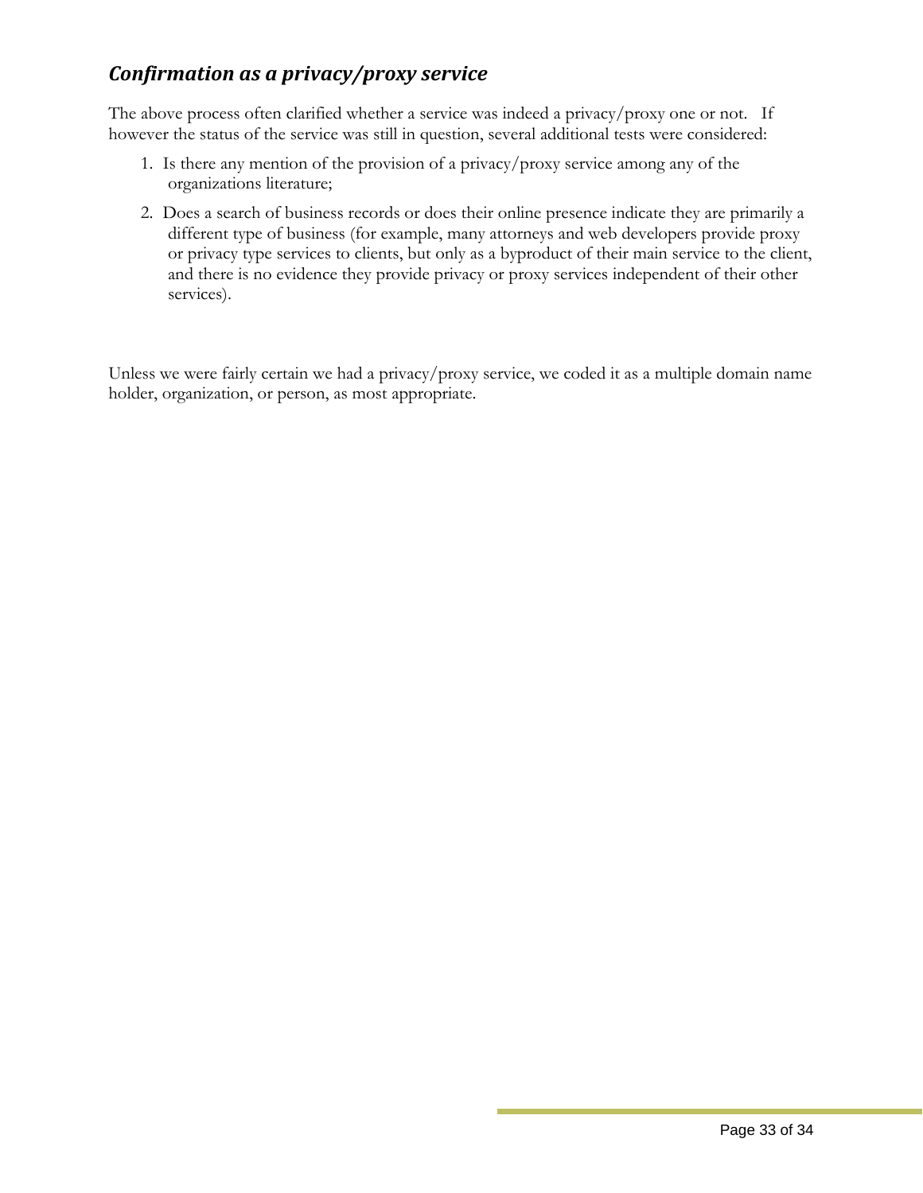## *Confirmation as a privacy/proxy service*

The above process often clarified whether a service was indeed a privacy/proxy one or not. If however the status of the service was still in question, several additional tests were considered:

1. Is there any mention of the provision of a privacy/proxy service among any of the organizations literature;
2. Does a search of business records or does their online presence indicate they are primarily a different type of business (for example, many attorneys and web developers provide proxy or privacy type services to clients, but only as a byproduct of their main service to the client, and there is no evidence they provide privacy or proxy services independent of their other services).

Unless we were fairly certain we had a privacy/proxy service, we coded it as a multiple domain name holder, organization, or person, as most appropriate.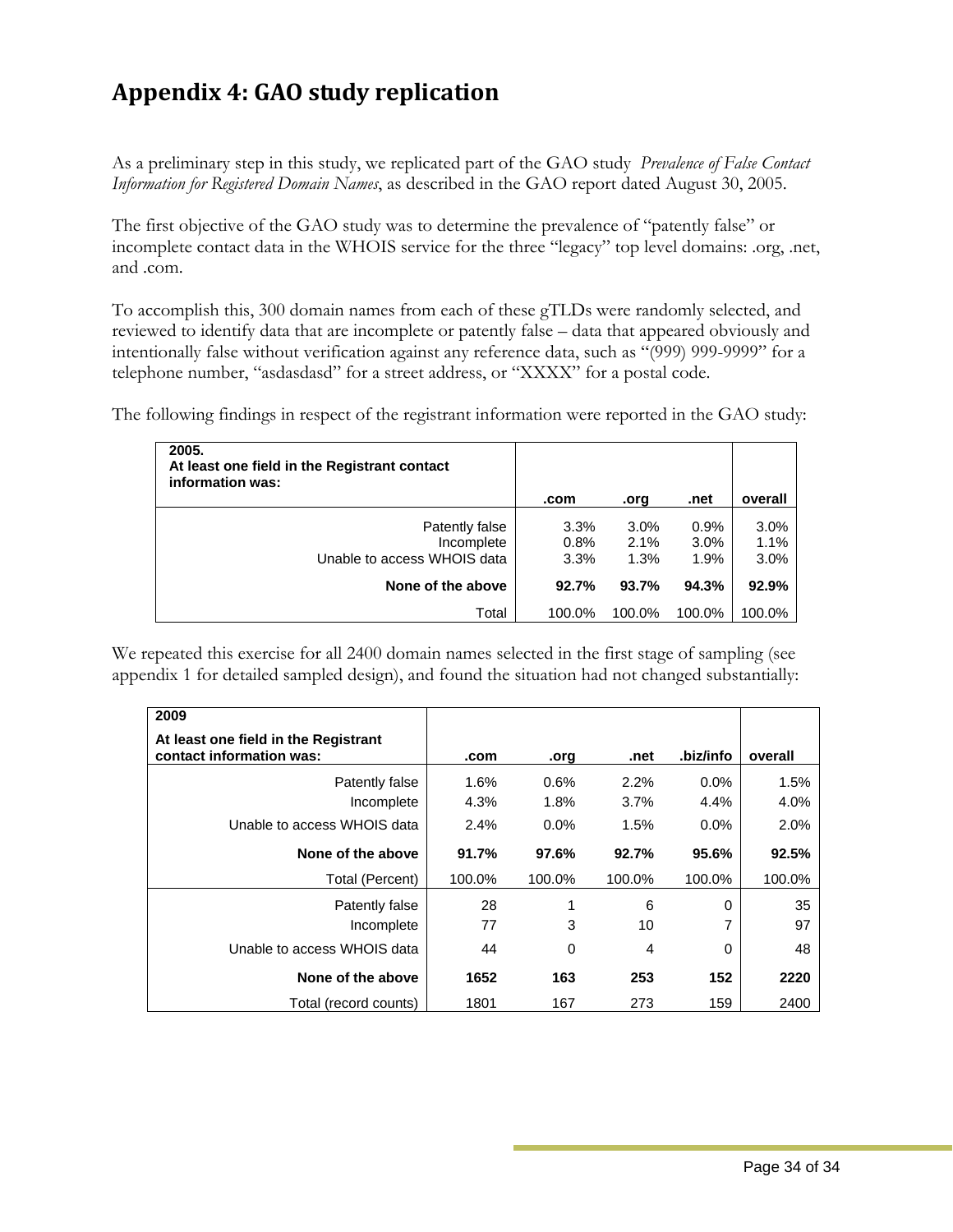# Appendix 4: GAO study replication

As a preliminary step in this study, we replicated part of the GAO study *Prevalence of False Contact Information for Registered Domain Names*, as described in the GAO report dated August 30, 2005.

The first objective of the GAO study was to determine the prevalence of "patently false" or incomplete contact data in the WHOIS service for the three "legacy" top level domains: .org, .net, and .com.

To accomplish this, 300 domain names from each of these gTLDs were randomly selected, and reviewed to identify data that are incomplete or patently false – data that appeared obviously and intentionally false without verification against any reference data, such as "(999) 999-9999" for a telephone number, "asdasdasd" for a street address, or "XXXX" for a postal code.

The following findings in respect of the registrant information were reported in the GAO study:

| 2005. At least one field in the Registrant contact information was: | .com | .org | .net | overall |
|---|---|---|---|---|
| Patently false | 3.3% | 3.0% | 0.9% | 3.0% |
| Incomplete | 0.8% | 2.1% | 3.0% | 1.1% |
| Unable to access WHOIS data | 3.3% | 1.3% | 1.9% | 3.0% |
| **None of the above** | **92.7%** | **93.7%** | **94.3%** | **92.9%** |
| Total | 100.0% | 100.0% | 100.0% | 100.0% |

We repeated this exercise for all 2400 domain names selected in the first stage of sampling (see appendix 1 for detailed sampled design), and found the situation had not changed substantially:

| 2009 At least one field in the Registrant contact information was: | .com | .org | .net | .biz/info | overall |
|---|---|---|---|---|---|
| Patently false | 1.6% | 0.6% | 2.2% | 0.0% | 1.5% |
| Incomplete | 4.3% | 1.8% | 3.7% | 4.4% | 4.0% |
| Unable to access WHOIS data | 2.4% | 0.0% | 1.5% | 0.0% | 2.0% |
| **None of the above** | **91.7%** | **97.6%** | **92.7%** | **95.6%** | **92.5%** |
| Total (Percent) | 100.0% | 100.0% | 100.0% | 100.0% | 100.0% |
| Patently false | 28 | 1 | 6 | 0 | 35 |
| Incomplete | 77 | 3 | 10 | 7 | 97 |
| Unable to access WHOIS data | 44 | 0 | 4 | 0 | 48 |
| **None of the above** | **1652** | **163** | **253** | **152** | **2220** |
| Total (record counts) | 1801 | 167 | 273 | 159 | 2400 |